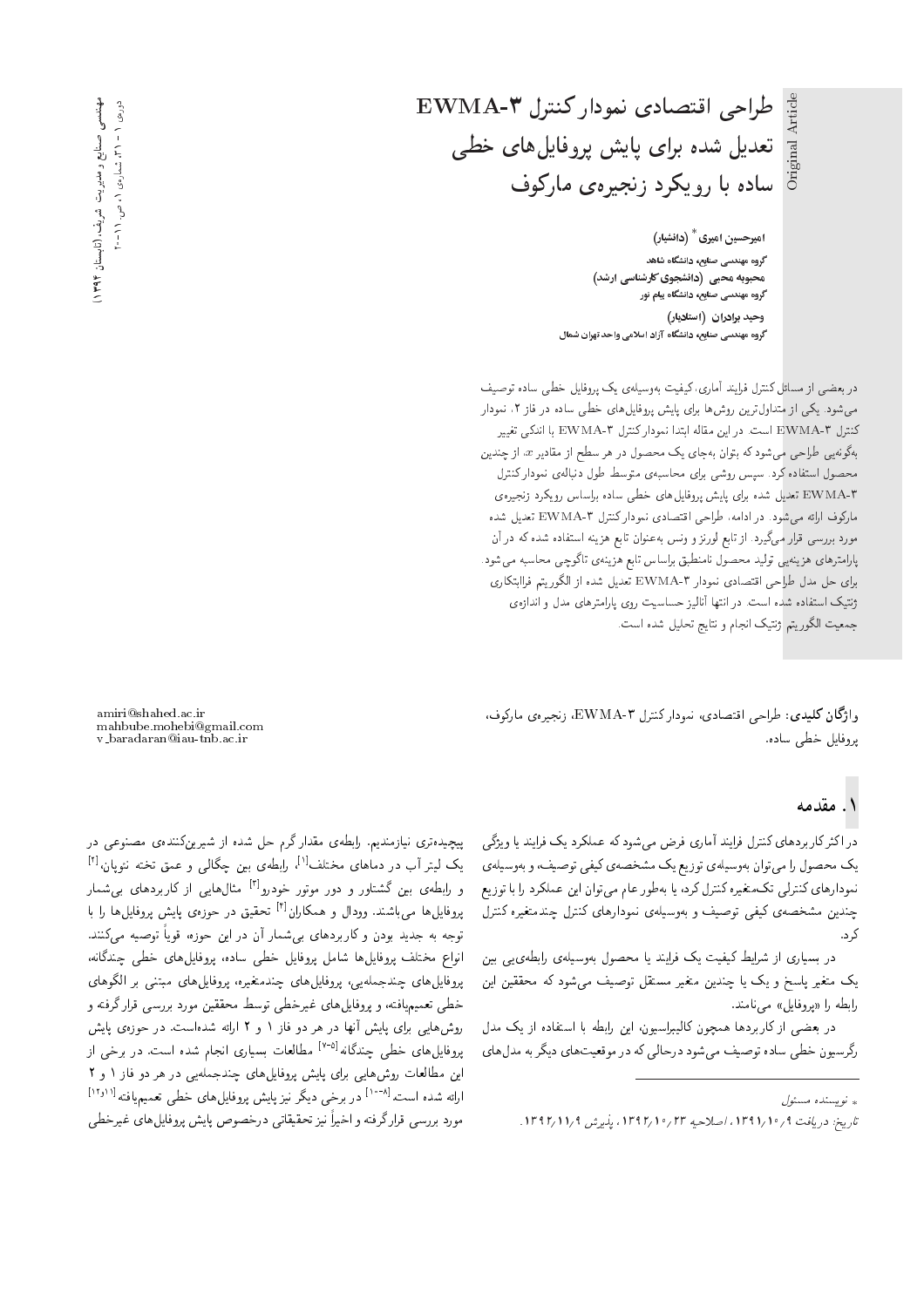# طراحی اقتصادی نمودار کنترل EWMA-3 تعدیل شده برای پایش پروفایل‌های خطی ساده با رویکرد زنجیره‌ی مارکوف

**امیرحسین امیری** * (دانشیار)
گروه مهندسی صنایع، دانشگاه شاهد

**محبوبه محبی** (دانشجوی کارشناسی ارشد)
گروه مهندسی صنایع، دانشگاه پیام نور

**وحید برادران** (استادیار)
گروه مهندسی صنایع، دانشگاه آزاد اسلامی واحد تهران شمال

در بعضی از مسائل کنترل فرایند آماری، کیفیت به‌وسیله‌ی یک پروفایل خطی ساده توصیف می‌شود. یکی از متداول‌ترین روش‌ها برای پایش پروفایل‌های خطی ساده در فاز ۲، نمودار کنترل EWMA-3 است. در این مقاله ابتدا نمودار کنترل EWMA-3 با اندکی تغییر به‌گونه‌یی طراحی می‌شود که بتوان به‌جای یک محصول در هر سطح از مقادیر $x$، از چندین محصول استفاده کرد. سپس روشی برای محاسبه‌ی متوسط طول دنباله‌ی نمودار کنترل EWMA-3 تعدیل شده برای پایش پروفایل‌های خطی ساده براساس رویکرد زنجیره‌ی مارکوف ارائه می‌شود. در ادامه، طراحی اقتصادی نمودار کنترل EWMA-3 تعدیل شده مورد بررسی قرار می‌گیرد. از تابع لورنز و ونس به‌عنوان تابع هزینه استفاده شده که در آن پارامترهای هزینه‌یی تولید محصول نامنطبق براساس تابع هزینه‌ی تاگوچی محاسبه می‌شود. برای حل مدل طراحی اقتصادی نمودار EWMA-3 تعدیل شده از الگوریتم فراابتکاری ژنتیک استفاده شده است. در انتها آنالیز حساسیت روی پارامترهای مدل و اندازه‌ی جمعیت الگوریتم ژنتیک انجام و نتایج تحلیل شده است.

**واژگان کلیدی:** طراحی اقتصادی، نمودار کنترل EWMA-3، زنجیره‌ی مارکوف، پروفایل خطی ساده.

amiri@shahed.ac.ir
mahbube.mohebi@gmail.com
v_baradaran@iau-tnb.ac.ir

## ۱. مقدمه

در اکثر کاربردهای کنترل فرایند آماری فرض می‌شود که عملکرد یک فرایند یا ویژگی یک محصول را می‌توان به‌وسیله‌ی توزیع یک مشخصه‌ی کیفی توصیف، و به‌وسیله‌ی نمودارهای کنترلی تک‌متغیره کنترل کرد، یا به‌طور عام می‌توان این عملکرد را با توزیع چندین مشخصه‌ی کیفی توصیف و به‌وسیله‌ی نمودارهای کنترل چندمتغیره کنترل کرد.

در بسیاری از شرایط کیفیت یک فرایند یا محصول به‌وسیله‌ی رابطه‌یی بین یک متغیر پاسخ و یک یا چندین متغیر مستقل توصیف می‌شود که محققین این رابطه را «پروفایل» می‌نامند.

در بعضی از کاربردها همچون کالیبراسیون، این رابطه با استفاده از یک مدل رگرسیون خطی ساده توصیف می‌شود درحالی که در موقعیت‌های دیگر به مدل‌های پیچیده‌تری نیازمندیم. رابطه‌ی مقدار گرم حل شده از شیرین‌کننده‌ی مصنوعی در یک لیتر آب در دماهای مختلف[۱]، رابطه‌ی بین چگالی و عمق تخته نئوپان،[۲] و رابطه‌ی بین گشتاور و دور موتور خودرو[۳] مثال‌هایی از کاربردهای بی‌شمار پروفایل‌ها می‌باشند. وودال و همکاران[۴] تحقیق در حوزه‌ی پایش پروفایل‌ها را با توجه به جدید بودن و کاربردهای بی‌شمار آن در این حوزه، قویاً توصیه می‌کنند. انواع مختلف پروفایل‌ها شامل پروفایل‌های خطی ساده، پروفایل‌های خطی چندگانه، پروفایل‌های چندجمله‌یی، پروفایل‌های چندمتغیره، پروفایل‌های مبتنی بر الگوهای خطی تعمیم‌یافته، و پروفایل‌های غیرخطی توسط محققین مورد بررسی قرارگرفته و روش‌هایی برای پایش آنها در هر دو فاز ۱ و ۲ ارائه شده‌است. در حوزه‌ی پایش پروفایل‌های خطی چندگانه[۵-۷] مطالعات بسیاری انجام شده است. در برخی از این مطالعات روش‌هایی برای پایش پروفایل‌های چندجمله‌یی در هر دو فاز ۱ و ۲ ارائه شده است.[۸-۱۰] در برخی دیگر نیز پایش پروفایل‌های خطی تعمیم‌یافته[۱۱و۱۲] مورد بررسی قرارگرفته و اخیراً نیز تحقیقاتی درخصوص پایش پروفایل‌های غیرخطی

---

* نویسنده مسئول

تاریخ: دریافت ۱۳۹۱/۱۰/۹، اصلاحیه ۱۳۹۲/۱۰/۲۳، پذیرش ۱۳۹۲/۱۱/۹.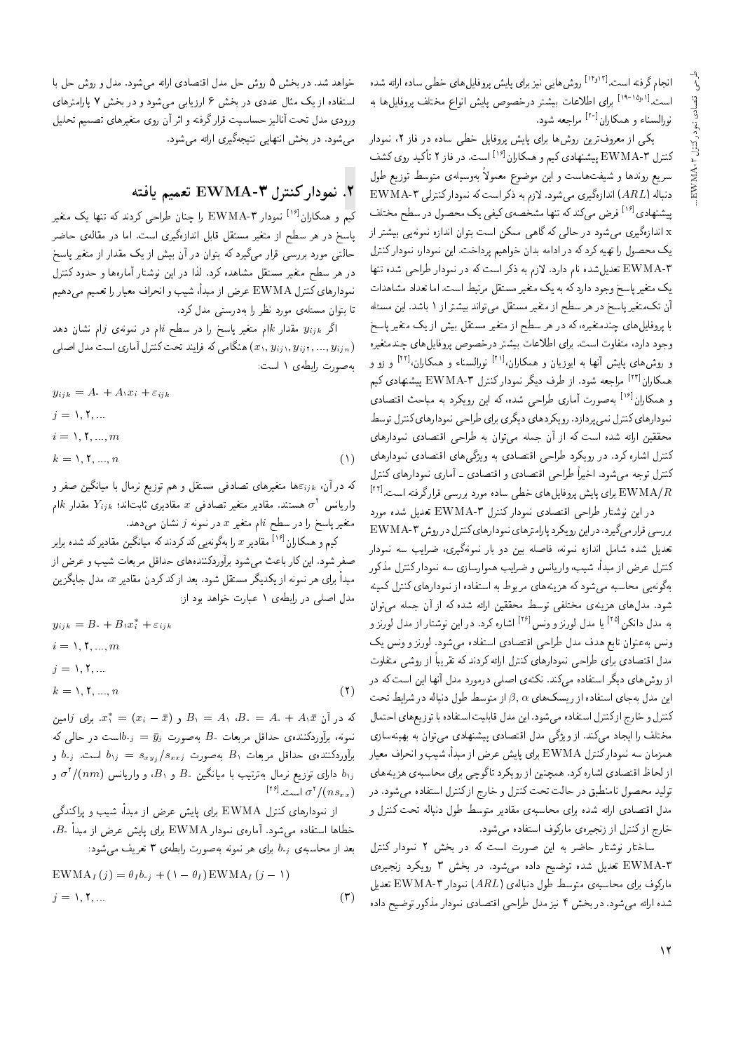انجام گرفته است.[13و14] روش‌هایی نیز برای پایش پروفایل‌های خطی ساده ارائه شده است.[1و15-19] برای اطلاعات بیشتر درخصوص پایش انواع مختلف پروفایل‌ها به نورالسناء و همکاران[20] مراجعه شود.

یکی از معروف‌ترین روش‌ها برای پایش پروفایل خطی ساده در فاز ۲، نمودار کنترل EWMA-3 پیشنهادی کیم و همکاران[16] است. در فاز ۲ تأکید روی کشف سریع روندها و شیفت‌هاست و این موضوع معمولاً به‌وسیله‌ی متوسط توزیع طول دنباله ($ARL$) اندازه‌گیری می‌شود. لازم به ذکر است که نمودار کنترلی EWMA-3 پیشنهادی[16] فرض می‌کند که تنها مشخصه‌ی کیفی یک محصول در سطح مختلف x اندازه‌گیری می‌شود در حالی که گاهی ممکن است بتوان اندازه نمونه‌یی بیشتر از یک محصول را تهیه کرد که در ادامه بدان خواهیم پرداخت. این نمودار، نمودار کنترل EWMA-3 تعدیل‌شده نام دارد. لازم به ذکر است که در نمودار طراحی شده تنها یک متغیر پاسخ وجود دارد که به یک متغیر مستقل مرتبط است. اما تعداد مشاهدات آن تک‌متغیر پاسخ در هر سطح از متغیر مستقل می‌تواند بیشتر از ۱ باشد. این مسئله با پروفایل‌های چندمتغیره، که در هر سطح از متغیر مستقل بیش از یک متغیر پاسخ وجود دارد، متفاوت است. برای اطلاعات بیشتر درخصوص پروفایل‌های چندمتغیره و روش‌های پایش آنها به ایوزیان و همکاران،[21] نورالسناء و همکاران،[22] و زو و همکاران[23] مراجعه شود. از طرف دیگر نمودار کنترل EWMA-3 پیشنهادی کیم و همکاران[16] به‌صورت آماری طراحی شده، که این رویکرد به مباحث اقتصادی نمودارهای کنترل نمی‌پردازد. رویکردهای دیگری برای طراحی نمودارهای کنترل توسط محققین ارائه شده است که از آن جمله می‌توان به طراحی اقتصادی نمودارهای کنترل اشاره کرد. در رویکرد طراحی اقتصادی به ویژگی‌های اقتصادی نمودارهای کنترل توجه می‌شود. اخیراً طراحی اقتصادی و اقتصادی ـ آماری نمودارهای کنترل EWMA/R برای پایش پروفایل‌های خطی ساده مورد بررسی قرارگرفته است.[24]

در این نوشتار طراحی اقتصادی نمودار کنترل EWMA-3 تعدیل شده مورد بررسی قرار می‌گیرد. در این رویکرد پارامترهای نمودارهای کنترل در روش EWMA-3 تعدیل شده شامل اندازه نمونه، فاصله بین دو بار نمونه‌گیری، ضرایب سه نمودار کنترل عرض از مبدأ، شیب، واریانس و ضرایب هموارسازی سه نمودار کنترل مذکور به‌گونه‌یی محاسبه می‌شود که هزینه‌های مربوط به استفاده از نمودارهای کنترل کمینه شود. مدل‌های هزینه‌ی مختلفی توسط محققین ارائه شده که از آن جمله می‌توان به مدل دانکن[25] یا مدل لورنز و ونس[26] اشاره کرد. در این نوشتار از مدل لورنز و ونس به‌عنوان تابع هدف مدل طراحی اقتصادی استفاده می‌شود. لورنز و ونس یک مدل اقتصادی برای طراحی نمودارهای کنترل ارائه کردند که تقریباً از روشی متفاوت از روش‌های دیگر استفاده می‌کند. نکته‌ی اصلی درمورد مدل آنها این است که در این مدل به‌جای استفاده از ریسک‌های $\alpha$، $\beta$ از متوسط طول دنباله در شرایط تحت کنترل و خارج ازکنترل استفاده می‌شود. این مدل قابلیت استفاده با توزیع‌های احتمال مختلف را ایجاد می‌کند. از ویژگی مدل اقتصادی پیشنهادی می‌توان به بهینه‌سازی همزمان سه نمودار کنترل EWMA برای پایش عرض از مبدأ، شیب و انحراف معیار از لحاظ اقتصادی اشاره کرد. همچنین از رویکرد تاگوچی برای محاسبه‌ی هزینه‌های تولید محصول نامنطبق در حالت تحت کنترل و خارج ازکنترل استفاده می‌شود. در مدل اقتصادی ارائه شده برای محاسبه‌ی مقادیر متوسط طول دنباله تحت کنترل و خارج ازکنترل از زنجیره‌ی مارکوف استفاده می‌شود.

ساختار نوشتار حاضر به این صورت است که در بخش ۲ نمودار کنترل EWMA-3 تعدیل شده توضیح داده می‌شود. در بخش ۳ رویکرد زنجیره‌ی مارکوف برای محاسبه‌ی متوسط طول دنباله‌ی ($ARL$) نمودار EWMA-3 تعدیل شده ارائه می‌شود. در بخش ۴ نیز مدل طراحی اقتصادی نمودار مذکور توضیح داده خواهد شد. در بخش ۵ روش حل مدل اقتصادی ارائه می‌شود. مدل و روش حل با استفاده از یک مثال عددی در بخش ۶ ارزیابی می‌شود و در بخش ۷ پارامترهای ورودی مدل تحت آنالیز حساسیت قرار گرفته و اثر آن روی متغیرهای تصمیم تحلیل می‌شود. در بخش انتهایی نتیجه‌گیری ارائه می‌شود.

## ۲. نمودار کنترل EWMA-3 تعمیم یافته

کیم و همکاران[16] نمودار EWMA-3 را چنان طراحی کردند که تنها یک متغیر پاسخ در هر سطح از متغیر مستقل قابل اندازه‌گیری است. اما در مقاله‌ی حاضر حالتی مورد بررسی قرار می‌گیرد که بتوان در آن بیش از یک مقدار از متغیر پاسخ در هر سطح متغیر مستقل مشاهده کرد. لذا در این نوشتار آماره‌ها و حدود کنترل نمودارهای کنترل EWMA عرض از مبدأ، شیب و انحراف معیار را تعمیم می‌دهیم تا بتوان مسئله‌ی مورد نظر را به‌درستی مدل کرد.

اگر $y_{ijk}$ مقدار $k$ام متغیر پاسخ را در سطح $i$ام در نمونه‌ی $j$ام نشان دهد $(x_1, y_{ij1}, y_{ij2}, ..., y_{ijn})$ هنگامی که فرایند تحت کنترل آماری است مدل اصلی به‌صورت رابطه‌ی ۱ است:

$$
\begin{aligned}
&y_{ijk} = A_0 + A_1 x_i + \varepsilon_{ijk} \\
&j = 1, 2, ... \\
&i = 1, 2, ..., m \\
&k = 1, 2, ..., n
\end{aligned} \qquad (1)
$$

که در آن، $\varepsilon_{ijk}$ها متغیرهای تصادفی مستقل و هم توزیع نرمال با میانگین صفر و واریانس $\sigma^2$ هستند. مقادیر متغیر تصادفی $x$ مقادیری ثابت‌اند؛ $Y_{ijk}$ مقدار $k$ام متغیر پاسخ را در سطح $i$ام متغیر $x$ در نمونه $j$ نشان می‌دهد.

کیم و همکاران[16] مقادیر $x$ را به‌گونه‌یی کد کردند که میانگین مقادیر کد شده برابر صفر شود. این کار باعث می‌شود برآوردکننده‌های حداقل مربعات شیب و عرض از مبدأ برای هر نمونه از یکدیگر مستقل شوند. بعد از کد کردن مقادیر $x$، مدل جایگزین مدل اصلی در رابطه‌ی ۱ عبارت خواهد بود از:

$$
\begin{aligned}
&y_{ijk} = B_0 + B_1 x_i^* + \varepsilon_{ijk} \\
&i = 1, 2, ..., m \\
&j = 1, 2, ... \\
&k = 1, 2, ..., n
\end{aligned} \qquad (2)
$$

که در آن $B_0 = A_0 + A_1 \bar{x}$، $B_1 = A_1$ و $x_i^* = (x_i - \bar{x})$. برای $j$امین نمونه، برآوردکننده‌ی حداقل مربعات $B_0$ به‌صورت $b_{0j} = \bar{y}_j$است در حالی که برآوردکننده‌ی حداقل مربعات $B_1$ به‌صورت $b_{1j} = s_{xy_j}/s_{xxj}$ است. $b_{0j}$ و $b_{1j}$ دارای توزیع نرمال به‌ترتیب با میانگین $B_0$ و $B_1$، و واریانس $\sigma^2/(nm)$ و $\sigma^2/(ns_{xx})$ است.[26]

از نمودارهای کنترل EWMA برای پایش عرض از مبدأ، شیب و پراکندگی خطاها استفاده می‌شود. آماره‌ی نمودار EWMA برای پایش عرض از مبدأ $B_0$، بعد از محاسبه‌ی $b_{0j}$ برای هر نمونه به‌صورت رابطه‌ی ۳ تعریف می‌شود:

$$
\begin{aligned}
&\text{EWMA}_I(j) = \theta_I b_{0j} + (1 - \theta_I)\text{EWMA}_I(j-1) \\
&j = 1, 2, ...
\end{aligned} \qquad (3)
$$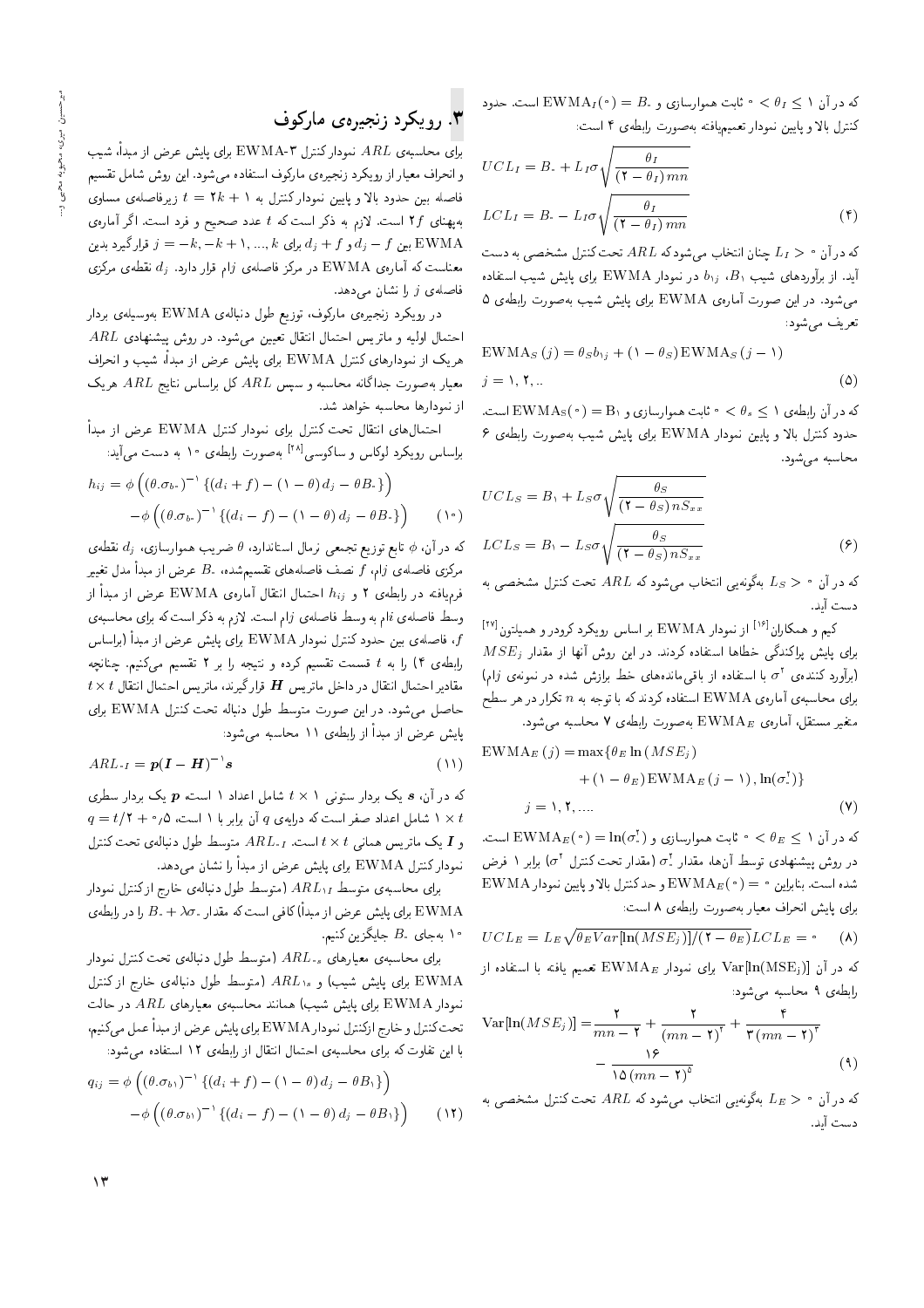که در آن $0 < \theta_I \leq 1$ ثابت هموارسازی و $\mathrm{EWMA}_I(0) = B_0$ است. حدود کنترل بالا و پایین نمودار تعمیم‌یافته به‌صورت رابطه‌ی ۴ است:

$$UCL_I = B_0 + L_I\sigma\sqrt{\frac{\theta_I}{(2-\theta_I)\,mn}}$$
$$LCL_I = B_0 - L_I\sigma\sqrt{\frac{\theta_I}{(2-\theta_I)\,mn}} \qquad (4)$$

که در آن $L_I > 0$ چنان انتخاب می‌شود که $ARL$ تحت‌کنترل مشخصی به دست آید. از برآوردهای شیب $B_1$، $b_{1j}$ در نمودار EWMA برای پایش شیب استفاده می‌شود. در این صورت آماره‌ی EWMA برای پایش شیب به‌صورت رابطه‌ی ۵ تعریف می‌شود:

$$\mathrm{EWMA}_S(j) = \theta_S b_{1j} + (1-\theta_S)\,\mathrm{EWMA}_S(j-1)$$
$$j = 1, 2, .. \qquad (5)$$

که در آن رابطه‌ی $0 < \theta_s \leq 1$ ثابت هموارسازی و $\mathrm{EWMA_S}(0) = \mathrm{B}_1$ است. حدود کنترل بالا و پایین نمودار EWMA برای پایش شیب به‌صورت رابطه‌ی ۶ محاسبه می‌شود.

$$UCL_S = B_1 + L_S\sigma\sqrt{\frac{\theta_S}{(2-\theta_S)\,nS_{xx}}}$$
$$LCL_S = B_1 - L_S\sigma\sqrt{\frac{\theta_S}{(2-\theta_S)\,nS_{xx}}} \qquad (6)$$

که در آن $L_S > 0$ به‌گونه‌یی انتخاب می‌شود که $ARL$ تحت کنترل مشخصی به دست آید.

کیم و همکاران[16] از نمودار EWMA بر اساس رویکرد کرودر و همیلتون[27] برای پایش پراکندگی خطاها استفاده کردند. در این روش آنها از مقدار $MSE_j$ (برآورد کننده‌ی $\sigma^2$ با استفاده از باقی‌مانده‌های خط برازش شده در نمونه‌ی $j$ام) برای محاسبه‌ی آماره‌ی EWMA استفاده کردند که با توجه به $n$ تکرار در هر سطح متغیر مستقل، آماره‌ی $\mathrm{EWMA}_E$ به‌صورت رابطه‌ی ۷ محاسبه می‌شود.

$$\mathrm{EWMA}_E(j) = \max\{\theta_E \ln(MSE_j) + (1-\theta_E)\,\mathrm{EWMA}_E(j-1), \ln(\sigma_0^2)\}$$
$$j = 1, 2, .... \qquad (7)$$

که در آن $0 < \theta_E \leq 1$ ثابت هموارسازی و $\mathrm{EWMA}_E(0) = \ln(\sigma_0^2)$ است. در روش پیشنهادی توسط آن‌ها، مقدار $\sigma_0^2$ (مقدار تحت کنترل $\sigma^2$) برابر ۱ فرض شده است. بنابراین $\mathrm{EWMA}_E(0) = 0$ و حد کنترل بالا و پایین نمودار EWMA برای پایش انحراف معیار به‌صورت رابطه‌ی ۸ است:

$$UCL_E = L_E\sqrt{\theta_E Var[\ln(MSE_j)]/(2-\theta_E)}\quad LCL_E = 0 \qquad (8)$$

که در آن $\mathrm{Var}[\ln(\mathrm{MSE_j})]$ برای نمودار $\mathrm{EWMA}_E$ تعمیم یافته با استفاده از رابطه‌ی ۹ محاسبه می‌شود:

$$\mathrm{Var}[\ln(MSE_j)] = \frac{2}{mn-2} + \frac{2}{(mn-2)^2} + \frac{4}{3(mn-2)^3} - \frac{16}{15(mn-2)^5} \qquad (9)$$

که در آن $L_E > 0$ به‌گونه‌یی انتخاب می‌شود که $ARL$ تحت کنترل مشخصی به دست آید.

## ۳. رویکرد زنجیره‌ی مارکوف

برای محاسبه‌ی $ARL$ نمودار کنترل EWMA-3 برای پایش عرض از مبدأ، شیب و انحراف معیار از رویکرد زنجیره‌ی مارکوف استفاده می‌شود. این روش شامل تقسیم فاصله بین حدود بالا و پایین نمودار کنترل به $t = 2k + 1$ زیرفاصله‌ی مساوی به‌پهنای $2f$ است. لازم به ذکر است که $t$ عدد صحیح و فرد است. اگر آماره‌ی EWMA بین $d_j - f$ و $d_j + f$ برای $j = -k, -k+1, ..., k$ قرارگیرد بدین معناست که آماره‌ی EWMA در مرکز فاصله‌ی $j$ام قرار دارد. $d_j$ نقطه‌ی مرکزی فاصله‌ی $j$ را نشان می‌دهد.

در رویکرد زنجیره‌ی مارکوف، توزیع طول دنباله‌ی EWMA به‌وسیله‌ی بردار احتمال اولیه و ماتریس احتمال انتقال تعیین می‌شود. در روش پیشنهادی $ARL$ هریک از نمودارهای کنترل EWMA برای پایش عرض از مبدأ، شیب و انحراف معیار به‌صورت جداگانه محاسبه و سپس $ARL$ کل براساس نتایج $ARL$ هریک از نمودارها محاسبه خواهد شد.

احتمال‌های انتقال تحت کنترل برای نمودار کنترل EWMA عرض از مبدأ براساس رویکرد لوکاس و ساکوسی[28] به‌صورت رابطه‌ی ۱۰ به دست می‌آید:

$$h_{ij} = \phi\left((\theta.\sigma_{b_0})^{-1}\{(d_i+f) - (1-\theta)\,d_j - \theta B_0\}\right) - \phi\left((\theta.\sigma_{b_0})^{-1}\{(d_i-f) - (1-\theta)\,d_j - \theta B_0\}\right) \qquad (10)$$

که در آن، $\phi$ تابع توزیع تجمعی نرمال استاندارد، $\theta$ ضریب هموارسازی، $d_j$ نقطه‌ی مرکزی فاصله‌ی $j$ام، $f$ نصف فاصله‌های تقسیم‌شده، $B_0$ عرض از مبدأ مدل تغییر فرم‌یافته در رابطه‌ی ۲ و $h_{ij}$ احتمال انتقال آماره‌ی EWMA عرض از مبدأ از وسط فاصله‌ی $i$ام به وسط فاصله‌ی $j$ام است. لازم به ذکر است که برای محاسبه‌ی $f$، فاصله‌ی بین حدود کنترل نمودار EWMA برای پایش عرض از مبدأ (براساس رابطه‌ی ۴) را به $t$ قسمت تقسیم کرده و نتیجه را بر ۲ تقسیم می‌کنیم. چنانچه مقادیر احتمال انتقال در داخل ماتریس $\boldsymbol{H}$ قرارگیرند، ماتریس احتمال انتقال $t \times t$ حاصل می‌شود. در این صورت متوسط طول دنباله تحت کنترل EWMA برای پایش عرض از مبدأ از رابطه‌ی ۱۱ محاسبه می‌شود:

$$ARL_{0I} = \boldsymbol{p}(\boldsymbol{I} - \boldsymbol{H})^{-1}\boldsymbol{s} \qquad (11)$$

که در آن، $\boldsymbol{s}$ یک بردار ستونی $t \times 1$ شامل اعداد ۱ است، $\boldsymbol{p}$ یک بردار سطری $1 \times t$ شامل اعداد صفر است که درایه‌ی $q$ آن برابر با ۱ است، $q = t/2 + 0{,}5$ و $\boldsymbol{I}$ یک ماتریس همانی $t \times t$ است. $ARL_{0I}$ متوسط طول دنباله‌ی تحت کنترل نمودار کنترل EWMA برای پایش عرض از مبدأ را نشان می‌دهد.

برای محاسبه‌ی متوسط $ARL_{1I}$ (متوسط طول دنباله‌ی خارج از کنترل نمودار EWMA برای پایش عرض از مبدأ) کافی است که مقدار $B_0 + \lambda\sigma_0$ را در رابطه‌ی ۱۰ به‌جای $B_0$ جایگزین کنیم.

برای محاسبه‌ی معیارهای $ARL_{0s}$ (متوسط طول دنباله‌ی تحت کنترل نمودار EWMA برای پایش شیب) و $ARL_{1s}$ (متوسط طول دنباله‌ی خارج از کنترل نمودار EWMA برای پایش شیب) همانند محاسبه‌ی معیارهای $ARL$ در حالت تحت‌کنترل و خارج ازکنترل نمودار EWMA برای پایش عرض از مبدأ عمل می‌کنیم، با این تفاوت که برای محاسبه‌ی احتمال انتقال از رابطه‌ی ۱۲ استفاده می‌شود:

$$q_{ij} = \phi\left((\theta.\sigma_{b_1})^{-1}\{(d_i+f) - (1-\theta)\,d_j - \theta B_1\}\right) - \phi\left((\theta.\sigma_{b_1})^{-1}\{(d_i-f) - (1-\theta)\,d_j - \theta B_1\}\right) \qquad (12)$$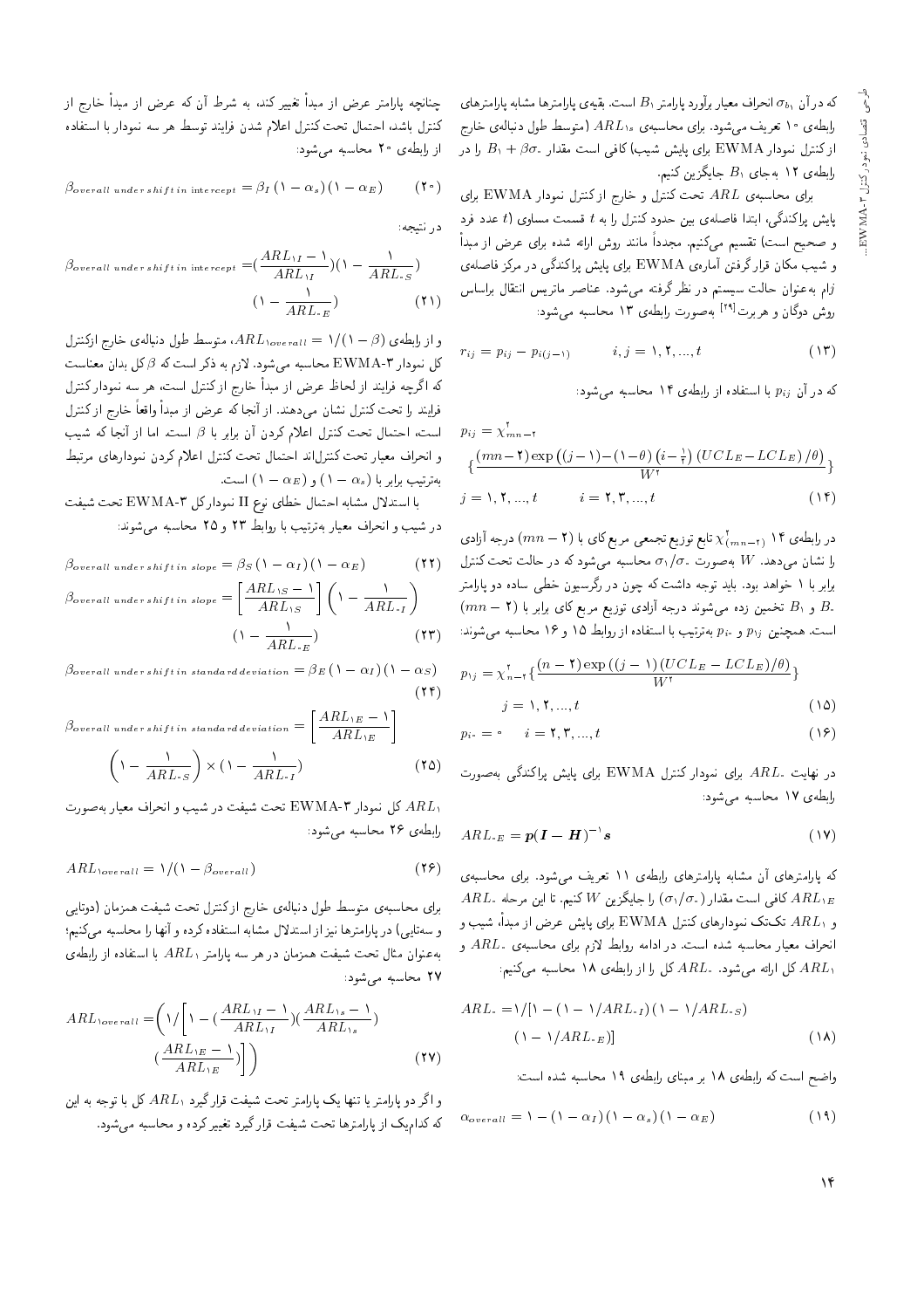که در آن $\sigma_{b_1}$ انحراف معیار برآورد پارامتر $B_1$ است. بقیه‌ی پارامترها مشابه پارامترهای رابطه‌ی ۱۰ تعریف می‌شود. برای محاسبه‌ی $ARL_{1s}$ (متوسط طول دنباله‌ی خارج از کنترل نمودار EWMA برای پایش شیب) کافی است مقدار $B_1 + \beta\sigma_0$ را در رابطه‌ی ۱۲ به‌جای $B_1$ جایگزین کنیم.

برای محاسبه‌ی $ARL$ تحت کنترل و خارج از کنترل نمودار EWMA برای پایش پراکندگی، ابتدا فاصله‌ی بین حدود کنترل را به $t$ قسمت مساوی ($t$ عدد فرد و صحیح است) تقسیم می‌کنیم. مجدداً مانند روش ارائه شده برای عرض از مبدأ و شیب مکان قرار گرفتن آماره‌ی EWMA برای پایش پراکندگی در مرکز فاصله‌ی $j$ام به‌عنوان حالت سیستم در نظر گرفته می‌شود. عناصر ماتریس انتقال براساس روش دوگان و هر برت[۲۹] به‌صورت رابطه‌ی ۱۳ محاسبه می‌شود:

$$r_{ij} = p_{ij} - p_{i(j-1)} \qquad i,j = 1,2,...,t \tag{13}$$

که در آن $p_{ij}$ با استفاده از رابطه‌ی ۱۴ محاسبه می‌شود:

$$p_{ij} = \chi^2_{mn-2}\left\{\frac{(mn-2)\exp\left((j-1)-(1-\theta)\left(i-\frac{1}{2}\right)(UCL_E - LCL_E)/\theta\right)}{W^2}\right\}$$
$$j = 1,2,...,t \qquad i = 2,3,...,t \tag{14}$$

در رابطه‌ی ۱۴ $\chi^2_{(mn-2)}$ تابع توزیع تجمعی مربع کای با $(mn-2)$ درجه آزادی را نشان می‌دهد. $W$ به‌صورت $\sigma_1/\sigma_0$ محاسبه می‌شود که در حالت تحت کنترل برابر با ۱ خواهد بود. باید توجه داشت که چون در رگرسیون خطی ساده دو پارامتر $B_0$ و $B_1$ تخمین زده می‌شوند درجه آزادی توزیع مربع کای برابر با $(mn-2)$ است. همچنین $p_{1j}$ و $p_{i0}$ به‌ترتیب با استفاده از روابط ۱۵ و ۱۶ محاسبه می‌شوند:

$$p_{1j} = \chi^2_{n-2}\left\{\frac{(n-2)\exp\left((j-1)(UCL_E - LCL_E)/\theta\right)}{W^2}\right\}$$
$$j = 1,2,...,t \tag{15}$$

$$p_{i0} = 0 \qquad i = 2,3,...,t \tag{16}$$

در نهایت $ARL_0$ برای نمودار کنترل EWMA برای پایش پراکندگی به‌صورت رابطه‌ی ۱۷ محاسبه می‌شود:

$$ARL_{0E} = \boldsymbol{p}(\boldsymbol{I} - \boldsymbol{H})^{-1}\boldsymbol{s} \tag{17}$$

که پارامترهای آن مشابه پارامترهای رابطه‌ی ۱۱ تعریف می‌شود. برای محاسبه‌ی $ARL_{1E}$ کافی است مقدار $(\sigma_1/\sigma_0)$ را جایگزین $W$ کنیم. تا این مرحله $ARL_0$ و $ARL_1$ تک‌تک نمودارهای کنترل EWMA برای پایش عرض از مبدأ، شیب و انحراف معیار محاسبه شده است. در ادامه روابط لازم برای محاسبه‌ی $ARL_0$ و $ARL_1$ کل ارائه می‌شود. $ARL_0$ کل را از رابطه‌ی ۱۸ محاسبه می‌کنیم:

$$ARL_0 = 1/[1 - (1 - 1/ARL_{0I})(1 - 1/ARL_{0S})$$
$$(1 - 1/ARL_{0E})] \tag{18}$$

واضح است که رابطه‌ی ۱۸ بر مبنای رابطه‌ی ۱۹ محاسبه شده است:

$$\alpha_{overall} = 1 - (1 - \alpha_I)(1 - \alpha_s)(1 - \alpha_E) \tag{19}$$

چنانچه پارامتر عرض از مبدأ تغییر کند، به شرط آن که عرض از مبدأ خارج از کنترل باشد، احتمال تحت کنترل اعلام شدن فرایند توسط هر سه نمودار با استفاده از رابطه‌ی ۲۰ محاسبه می‌شود:

$$\beta_{overall\ under\ shift\ in\ intercept} = \beta_I(1 - \alpha_s)(1 - \alpha_E) \tag{20}$$

در نتیجه:

$$\beta_{overall\ under\ shift\ in\ intercept} = \left(\frac{ARL_{1I} - 1}{ARL_{1I}}\right)\left(1 - \frac{1}{ARL_{0S}}\right)$$
$$\left(1 - \frac{1}{ARL_{0E}}\right) \tag{21}$$

و از رابطه‌ی $ARL_{1overall} = 1/(1-\beta)$، متوسط طول دنباله‌ی خارج ازکنترل کل نمودار EWMA-۳ محاسبه می‌شود. لازم به ذکر است که $\beta$ کل بدان معناست که اگرچه فرایند از لحاظ عرض از مبدأ خارج از کنترل است، هر سه نمودار کنترل فرایند را تحت کنترل نشان می‌دهند. از آنجا که عرض از مبدأ واقعاً خارج از کنترل است، احتمال تحت کنترل اعلام کردن آن برابر با $\beta$ است. اما از آنجا که شیب و انحراف معیار تحت کنترل‌اند احتمال تحت کنترل اعلام کردن نمودارهای مرتبط به‌ترتیب برابر با $(1-\alpha_s)$ و $(1-\alpha_E)$ است.

با استدلال مشابه احتمال خطای نوع II نمودارکل EWMA-۳ تحت شیفت در شیب و انحراف معیار به‌ترتیب با روابط ۲۳ و ۲۵ محاسبه می‌شوند:

$$\beta_{overall\ under\ shift\ in\ slope} = \beta_S(1 - \alpha_I)(1 - \alpha_E) \tag{22}$$

$$\beta_{overall\ under\ shift\ in\ slope} = \left[\frac{ARL_{1S} - 1}{ARL_{1S}}\right]\left(1 - \frac{1}{ARL_{0I}}\right)$$
$$\left(1 - \frac{1}{ARL_{0E}}\right) \tag{23}$$

$$\beta_{overall\ under\ shift\ in\ standard\,deviation} = \beta_E(1 - \alpha_I)(1 - \alpha_S) \tag{24}$$

$$\beta_{overall\ under\ shift\ in\ standard\,deviation} = \left[\frac{ARL_{1E} - 1}{ARL_{1E}}\right]$$
$$\left(1 - \frac{1}{ARL_{0S}}\right) \times \left(1 - \frac{1}{ARL_{0I}}\right) \tag{25}$$

$ARL_1$ کل نمودار EWMA-۳ تحت شیفت در شیب و انحراف معیار به‌صورت رابطه‌ی ۲۶ محاسبه می‌شود:

$$ARL_{1overall} = 1/(1 - \beta_{overall}) \tag{26}$$

برای محاسبه‌ی متوسط طول دنباله‌ی خارج ازکنترل تحت شیفت همزمان (دوتایی و سه‌تایی) در پارامترها نیز از استدلال مشابه استفاده کرده و آنها را محاسبه می‌کنیم؛ به‌عنوان مثال تحت شیفت همزمان در هر سه پارامتر $ARL_1$ با استفاده از رابطه‌ی ۲۷ محاسبه می‌شود:

$$ARL_{1overall} = \left(1\Big/\left[1 - \left(\frac{ARL_{1I} - 1}{ARL_{1I}}\right)\left(\frac{ARL_{1s} - 1}{ARL_{1s}}\right)\right.\right.$$
$$\left.\left.\left(\frac{ARL_{1E} - 1}{ARL_{1E}}\right)\right]\right) \tag{27}$$

و اگر دو پارامتر یا تنها یک پارامتر تحت شیفت قرار گیرد $ARL_1$ کل با توجه به این که کدام‌یک از پارامترها تحت شیفت قرار گیرد تغییر کرده و محاسبه می‌شود.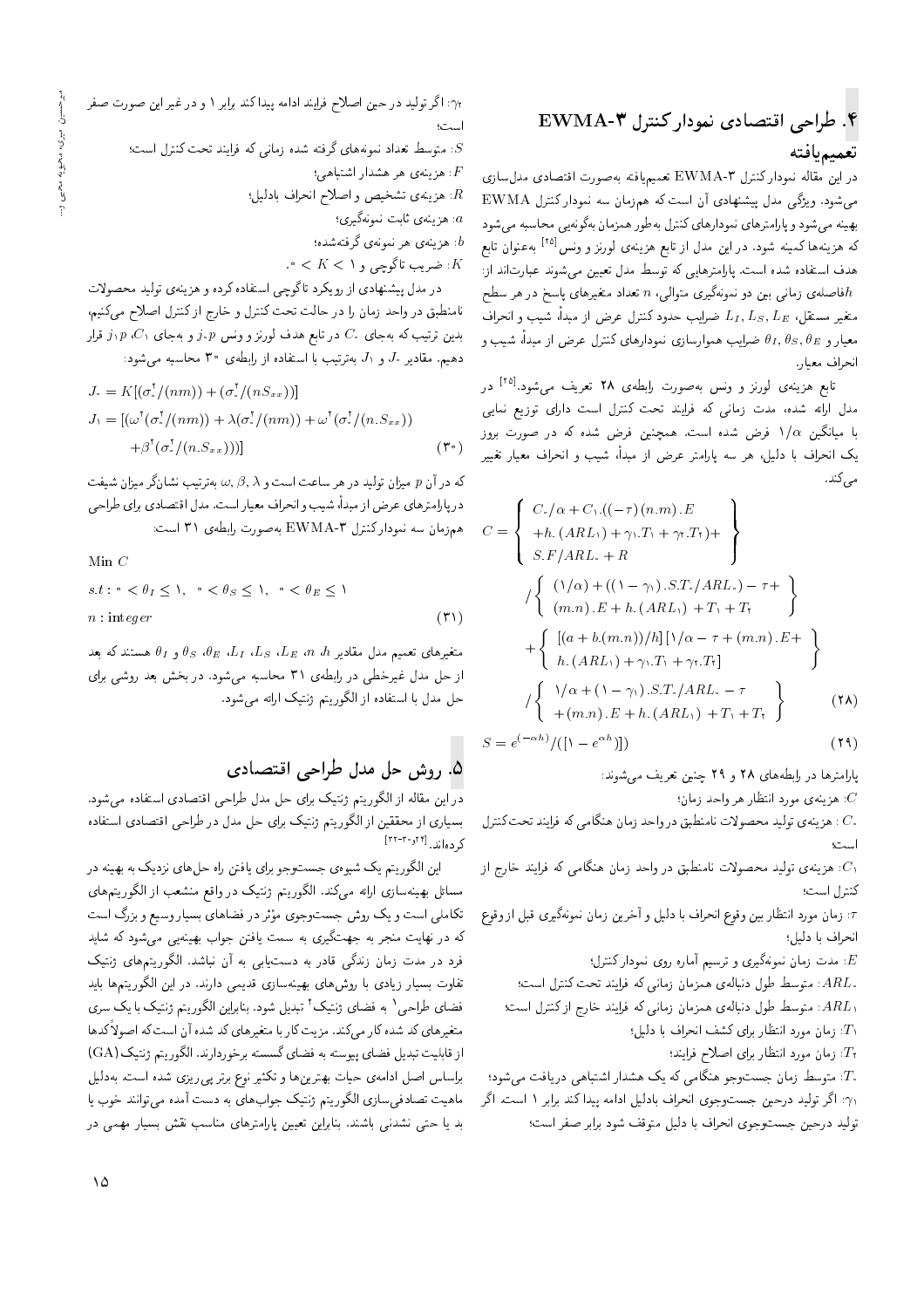## ۴. طراحی اقتصادی نمودار کنترل ۳-EWMA تعمیم‌یافته

در این مقاله نمودار کنترل ۳-EWMA تعمیم‌یافته به‌صورت اقتصادی مدل‌سازی می‌شود. ویژگی مدل پیشنهادی آن است که هم‌زمان سه نمودار کنترل EWMA بهینه می‌شود و پارامترهای نمودارهای کنترل به‌طور هم‌زمان به‌گونه‌یی محاسبه می‌شود که هزینه‌ها کمینه شود. در این مدل از تابع هزینه‌ی لورنز و ونس[25] به‌عنوان تابع هدف استفاده شده است. پارامترهایی که توسط مدل تعیین می‌شوند عبارت‌اند از: $h$ فاصله‌ی زمانی بین دو نمونه‌گیری متوالی، $n$ تعداد متغیرهای پاسخ در هر سطح متغیر مستقل، $L_I, L_S, L_E$ ضرایب حدود کنترل عرض از مبدأ، شیب و انحراف معیار و $\theta_I, \theta_S, \theta_E$ ضرایب هموارسازی نمودارهای کنترل عرض از مبدأ، شیب و انحراف معیار.

تابع هزینه‌ی لورنز و ونس به‌صورت رابطه‌ی ۲۸ تعریف می‌شود.[25] در مدل ارائه شده، مدت زمانی که فرایند تحت کنترل است دارای توزیع نمایی با میانگین $1/\alpha$ فرض شده است. همچنین فرض شده که در صورت بروز یک انحراف با دلیل، هر سه پارامتر عرض از مبدأ، شیب و انحراف معیار تغییر می‌کند.

$$C = \left\{ \begin{array}{l} C_0/\alpha + C_1.((-\tau)(n.m).E \\ +h.(ARL_1) + \gamma_1.T_1 + \gamma_2.T_2) + \\ S.F/ARL_0 + R \end{array} \right\} / \left\{ \begin{array}{l} (1/\alpha) + ((1-\gamma_1).S.T_0/ARL_0) - \tau + \\ (m.n).E + h.(ARL_1) + T_1 + T_2 \end{array} \right\} + \left\{ \begin{array}{l} [(a+b.(m.n))/h][1/\alpha - \tau + (m.n).E + \\ h.(ARL_1) + \gamma_1.T_1 + \gamma_2.T_2] \end{array} \right\} / \left\{ \begin{array}{l} 1/\alpha + (1-\gamma_1).S.T_0/ARL_0 - \tau \\ +(m.n).E + h.(ARL_1) + T_1 + T_2 \end{array} \right\} \quad (28)$$

$$S = e^{(-\alpha h)}/([1 - e^{\alpha h})]) \quad (29)$$

پارامترها در رابطه‌های ۲۸ و ۲۹ چنین تعریف می‌شوند:

$C$: هزینه‌ی مورد انتظار هر واحد زمان؛

$C_0$: هزینه‌ی تولید محصولات نامنطبق در واحد زمان هنگامی که فرایند تحت کنترل است؛

$C_1$: هزینه‌ی تولید محصولات نامنطبق در واحد زمان هنگامی که فرایند خارج از کنترل است؛

$\tau$: زمان مورد انتظار بین وقوع انحراف با دلیل و آخرین زمان نمونه‌گیری قبل از وقوع انحراف با دلیل؛

$E$: مدت زمان نمونه‌گیری و ترسیم آماره روی نمودار کنترل؛

$ARL_0$: متوسط طول دنباله‌ی هم‌زمان زمانی که فرایند تحت کنترل است؛

$ARL_1$: متوسط طول دنباله‌ی هم‌زمان زمانی که فرایند خارج از کنترل است؛

$T_1$: زمان مورد انتظار برای کشف انحراف با دلیل؛

$T_2$: زمان مورد انتظار برای اصلاح فرایند؛

$T_0$: متوسط زمان جست‌وجو هنگامی که یک هشدار اشتباهی دریافت می‌شود؛

$\gamma_1$: اگر تولید درحین جست‌وجوی انحراف بادلیل ادامه پیدا کند برابر ۱ است. اگر تولید درحین جست‌وجوی انحراف با دلیل متوقف شود برابر صفر است؛

$\gamma_2$: اگر تولید در حین اصلاح فرایند ادامه پیدا کند برابر ۱ و در غیر این صورت صفر است؛

$S$: متوسط تعداد نمونه‌های گرفته شده زمانی که فرایند تحت کنترل است؛

$F$: هزینه‌ی هر هشدار اشتباهی؛

$R$: هزینه‌ی تشخیص و اصلاح انحراف بادلیل؛

$a$: هزینه‌ی ثابت نمونه‌گیری؛

$b$: هزینه‌ی هر نمونه‌ی گرفته‌شده؛

$K$: ضریب تاگوچی و $0 < K < 1$.

در مدل پیشنهادی از رویکرد تاگوچی استفاده کرده و هزینه‌ی تولید محصولات نامنطبق در واحد زمان را در حالت تحت کنترل و خارج از کنترل اصلاح می‌کنیم، بدین ترتیب که به‌جای $C_0$ در تابع هدف لورنز و ونس $J_0.p$ و به‌جای $C_1$، $p.J_1$ قرار دهیم. مقادیر $J_0$ و $J_1$ به‌ترتیب با استفاده از رابطه‌ی ۳۰ محاسبه می‌شود:

$$J_0 = K[(\sigma_0^2/(nm)) + (\sigma_0^2/(nS_{xx}))]$$

$$J_1 = [(\omega^2(\sigma_0^2/(nm)) + \lambda(\sigma_0^2/(nm)) + \omega^2(\sigma_0^2/(n.S_{xx})) + \beta^2(\sigma_0^2/(n.S_{xx})))] \quad (30)$$

که در آن $p$ میزان تولید در هر ساعت است و $\omega, \beta, \lambda$ به‌ترتیب نشان‌گر میزان شیفت در پارامترهای عرض از مبدأ، شیب و انحراف معیار است. مدل اقتصادی برای طراحی هم‌زمان سه نمودار کنترل ۳-EWMA به‌صورت رابطه‌ی ۳۱ است:

$$\text{Min } C$$

$$s.t: 0 < \theta_I \leq 1, \quad 0 < \theta_S \leq 1, \quad 0 < \theta_E \leq 1$$

$$n: integer \quad (31)$$

متغیرهای تصمیم مدل مقادیر $h$، $n$، $L_E$، $L_S$، $L_I$، $\theta_E$، $\theta_S$ و $\theta_I$ هستند که بعد از حل مدل غیرخطی در رابطه‌ی ۳۱ محاسبه می‌شود. در بخش بعد روشی برای حل مدل با استفاده از الگوریتم ژنتیک ارائه می‌شود.

## ۵. روش حل مدل طراحی اقتصادی

در این مقاله از الگوریتم ژنتیک برای حل مدل طراحی اقتصادی استفاده می‌شود. بسیاری از محققین از الگوریتم ژنتیک برای حل مدل در طراحی اقتصادی استفاده کرده‌اند.[24,30-32]

این الگوریتم یک شیوه‌ی جست‌وجو برای یافتن راه حل‌های نزدیک به بهینه در مسائل بهینه‌سازی ارائه می‌کند. الگوریتم ژنتیک در واقع منشعب از الگوریتم‌های تکاملی است و یک روش جست‌وجوی مؤثر در فضاهای بسیار وسیع و بزرگ است که در نهایت منجر به جهت‌گیری به سمت یافتن جواب بهینه‌یی می‌شود که شاید فرد در مدت زمان زندگی قادر به دست‌یابی به آن نباشد. الگوریتم‌های ژنتیک تفاوت بسیار زیادی با روش‌های بهینه‌سازی قدیمی دارند. در این الگوریتم‌ها باید فضای طراحی[1] به فضای ژنتیک[2] تبدیل شود. بنابراین الگوریتم ژنتیک با یک سری متغیرهای کد شده کار می‌کند. مزیت کار با متغیرهای کد شده آن است که اصولاً کدها از قابلیت تبدیل فضای پیوسته به فضای گسسته برخوردارند. الگوریتم ژنتیک (GA) براساس اصل ادامه‌ی حیات بهترین‌ها و تکثیر نوع برتر پی‌ریزی شده است. به‌دلیل ماهیت تصادفی‌سازی الگوریتم ژنتیک جواب‌های به دست آمده می‌توانند خوب یا بد یا حتی نشدنی باشند. بنابراین تعیین پارامترهای مناسب نقش بسیار مهمی در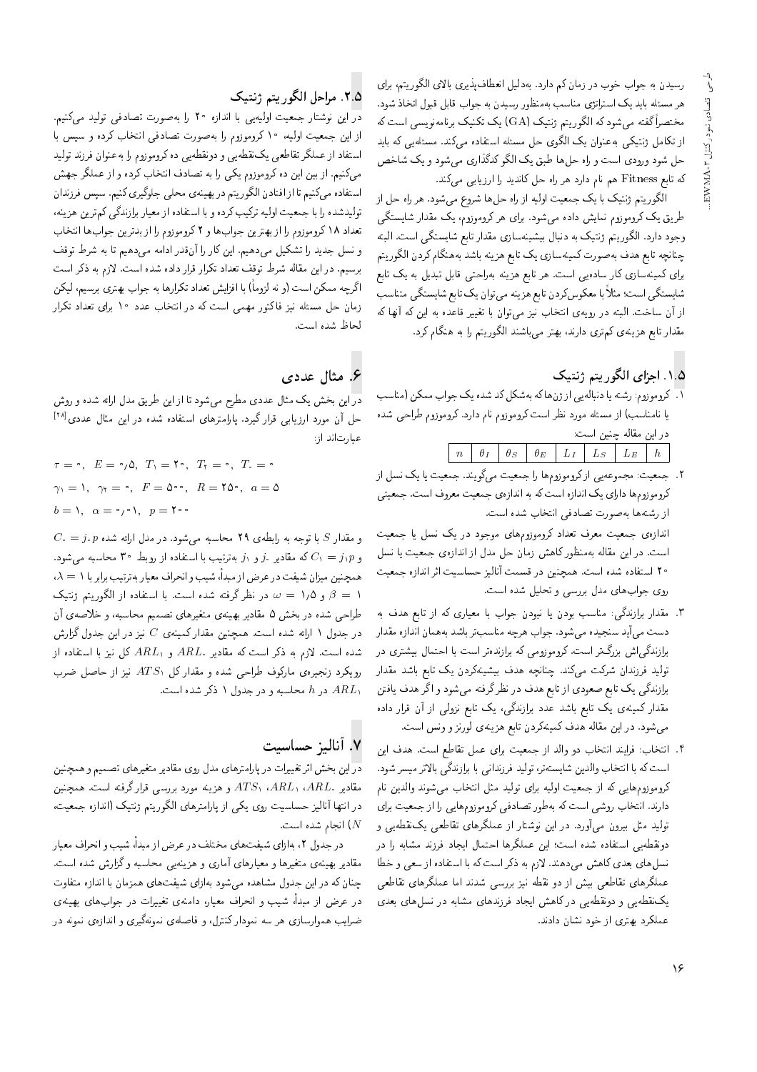رسیدن به جواب خوب در زمان کم دارد. به‌دلیل انعطاف‌پذیری بالای الگوریتم، برای هر مسئله باید یک استراتژی مناسب به‌منظور رسیدن به جواب قابل قبول اتخاذ شود. مختصراً گفته می‌شود که الگوریتم ژنتیک (GA) یک تکنیک برنامه‌نویسی است که از تکامل ژنتیکی به‌عنوان یک الگوی حل مسئله استفاده می‌کند. مسئله‌یی که باید حل شود ورودی است و راه حل‌ها طبق یک الگو کدگذاری می‌شود و یک شاخص که تابع Fitness هم نام دارد هر راه حل کاندید را ارزیابی می‌کند.

الگوریتم ژنتیک با یک جمعیت اولیه از راه حل‌ها شروع می‌شود. هر راه حل از طریق یک کروموزوم نمایش داده می‌شود. برای هر کروموزوم، یک مقدار شایستگی وجود دارد. الگوریتم ژنتیک به دنبال بیشینه‌سازی مقدار تابع شایستگی است. البته چنانچه تابع هدف به‌صورت کمینه‌سازی یک تابع هزینه باشد به‌هنگام کردن الگوریتم برای کمینه‌سازی کار ساده‌یی است. هر تابع هزینه به‌راحتی قابل تبدیل به یک تابع شایستگی است؛ مثلاً با معکوس‌کردن تابع هزینه می‌توان یک تابع شایستگی متناسب از آن ساخت. البته در رویه‌ی انتخاب نیز می‌توان با تغییر قاعده به این که آنها که مقدار تابع هزینه‌ی کم‌تری دارند، بهتر می‌باشند الگوریتم را به هنگام کرد.

## ۱.۵. اجزای الگوریتم ژنتیک

۱. کروموزوم: رشته یا دنباله‌یی از ژن‌ها که به‌شکل کد شده یک جواب ممکن (مناسب یا نامناسب) از مسئله مورد نظر است کروموزوم نام دارد. کروموزوم طراحی شده در این مقاله چنین است:

| $n$ | $\theta_I$ | $\theta_S$ | $\theta_E$ | $L_I$ | $L_S$ | $L_E$ | $h$ |
|---|---|---|---|---|---|---|---|

۲. جمعیت: مجموعه‌یی از کروموزوم‌ها را جمعیت می‌گویند. جمعیت یا یک نسل از کروموزوم‌ها دارای یک اندازه است که به اندازه‌ی جمعیت معروف است. جمعیتی از رشته‌ها به‌صورت تصادفی انتخاب شده است.

اندازه‌ی جمعیت معرف تعداد کروموزوم‌های موجود در یک نسل یا جمعیت است. در این مقاله به‌منظور کاهش زمان حل مدل از اندازه‌ی جمعیت یا نسل ۲۰ استفاده شده است. همچنین در قسمت آنالیز حساسیت اثر اندازه جمعیت روی جواب‌های مدل بررسی و تحلیل شده است.

۳. مقدار برازندگی: مناسب بودن یا نبودن جواب با معیاری که از تابع هدف به دست می‌آید سنجیده می‌شود. جواب هرچه مناسب‌تر باشد به‌همان اندازه مقدار برازندگی‌اش بزرگ‌تر است. کروموزومی که برازنده‌تر است با احتمال بیشتری در تولید فرزندان شرکت می‌کند. چنانچه هدف بیشینه‌کردن یک تابع باشد مقدار برازندگی یک تابع صعودی از تابع هدف در نظر گرفته می‌شود و اگر هدف یافتن مقدار کمینه‌ی یک تابع باشد عدد برازندگی، یک تابع نزولی از آن قرار داده می‌شود. در این مقاله هدف کمینه‌کردن تابع هزینه‌ی لورنز و ونس است.

۴. انتخاب: فرایند انتخاب دو والد از جمعیت برای عمل تقاطع است. هدف این است که با انتخاب والدین شایسته‌تر، تولید فرزندانی با برازندگی بالاتر میسر شود. کروموزوم‌هایی که از جمعیت اولیه برای تولید مثل انتخاب می‌شوند والدین نام دارند. انتخاب روشی است که به‌طور تصادفی کروموزوم‌هایی را از جمعیت برای تولید مثل بیرون می‌آورد. در این نوشتار از عملگرهای تقاطعی یک‌نقطه‌یی و دونقطه‌یی استفاده شده است؛ این عملگرها احتمال ایجاد فرزند مشابه را در نسل‌های بعدی کاهش می‌دهند. لازم به ذکر است که با استفاده از سعی و خطا عملگرهای تقاطعی بیش از دو نقطه نیز بررسی شدند اما عملگرهای تقاطعی یک‌نقطه‌یی و دونقطه‌یی در کاهش ایجاد فرزندهای مشابه در نسل‌های بعدی عملکرد بهتری از خود نشان دادند.

## ۲.۵. مراحل الگوریتم ژنتیک

در این نوشتار جمعیت اولیه‌یی با اندازه ۲۰ را به‌صورت تصادفی تولید می‌کنیم. از این جمعیت اولیه، ۱۰ کروموزوم را به‌صورت تصادفی انتخاب کرده و سپس با استفاد از عملگر تقاطعی یک‌نقطه‌یی و دونقطه‌یی ده کروموزوم را به‌عنوان فرزند تولید می‌کنیم. از بین این ده کروموزوم یکی را به تصادف انتخاب کرده و از عملگر جهش استفاده می‌کنیم تا از افتادن الگوریتم در بهینه‌ی محلی جلوگیری کنیم. سپس فرزندان تولیدشده را با جمعیت اولیه ترکیب کرده و با استفاده از معیار برازندگی کم‌ترین هزینه، تعداد ۱۸ کروموزوم را از بهترین جواب‌ها و ۲ کروموزوم را از بدترین جواب‌ها انتخاب و نسل جدید را تشکیل می‌دهیم. این کار را آن‌قدر ادامه می‌دهیم تا به شرط توقف برسیم. در این مقاله شرط توقف تعداد تکرار قرار داده شده است. لازم به ذکر است اگرچه ممکن است (و نه لزوماً) با افزایش تعداد تکرارها به جواب بهتری برسیم، لیکن زمان حل مسئله نیز فاکتور مهمی است که در انتخاب عدد ۱۰ برای تعداد تکرار لحاظ شده است.

## ۶. مثال عددی

در این بخش یک مثال عددی مطرح می‌شود تا از این طریق مدل ارائه شده و روش حل آن مورد ارزیابی قرار گیرد. پارامترهای استفاده شده در این مثال عددی[۲۸] عبارت‌اند از:

$$\tau = 0,\ E = 0/5,\ T_1 = 20,\ T_2 = 0,\ T_0 = 0$$

$$\gamma_1 = 1,\ \gamma_2 = 0,\ F = 500,\ R = 250,\ a = 5$$

$$b = 1,\ \alpha = 0/01,\ p = 200$$

و مقدار $S$ با توجه به رابطه‌ی ۲۹ محاسبه می‌شود. در مدل ارائه شده $C_0 = j_0 p$ و $C_1 = j_1 p$ که مقادیر $j_0$ و $j_1$ به‌ترتیب با استفاده از روابط ۳۰ محاسبه می‌شود. همچنین میزان شیفت در عرض از مبدأ، شیب و انحراف معیار به‌ترتیب برابر با $\lambda = 1$، $\beta = 1$ و $\omega = 1/5$ در نظر گرفته شده است. با استفاده از الگوریتم ژنتیک طراحی شده در بخش ۵ مقادیر بهینه‌ی متغیرهای تصمیم محاسبه، و خلاصه‌ی آن در جدول ۱ ارائه شده است. همچنین مقدار کمینه‌ی $C$ نیز در این جدول گزارش شده است. لازم به ذکر است که مقادیر $ARL_0$ و $ARL_1$ کل نیز با استفاده از رویکرد زنجیره‌ی مارکوف طراحی شده و مقدار کل $ATS_1$ نیز از حاصل ضرب $ARL_1$ در $h$ محاسبه و در جدول ۱ ذکر شده است.

## ۷. آنالیز حساسیت

در این بخش اثر تغییرات در پارامترهای مدل روی مقادیر متغیرهای تصمیم و همچنین مقادیر $ARL_0$، $ARL_1$، $ATS_1$ و هزینه مورد بررسی قرار گرفته است. همچنین در انتها آنالیز حساسیت روی یکی از پارامترهای الگوریتم ژنتیک (اندازه جمعیت، $N$) انجام شده است.

در جدول ۲، به‌ازای شیفت‌های مختلف در عرض از مبدأ، شیب و انحراف معیار مقادیر بهینه‌ی متغیرها و معیارهای آماری و هزینه‌یی محاسبه و گزارش شده است. چنان که در این جدول مشاهده می‌شود به‌ازای شیفت‌های همزمان با اندازه متفاوت در عرض از مبدأ، شیب و انحراف معیار، دامنه‌ی تغییرات در جواب‌های بهینه‌ی ضرایب هموارسازی هر سه نمودار کنترل، و فاصله‌ی نمونه‌گیری و اندازه‌ی نمونه در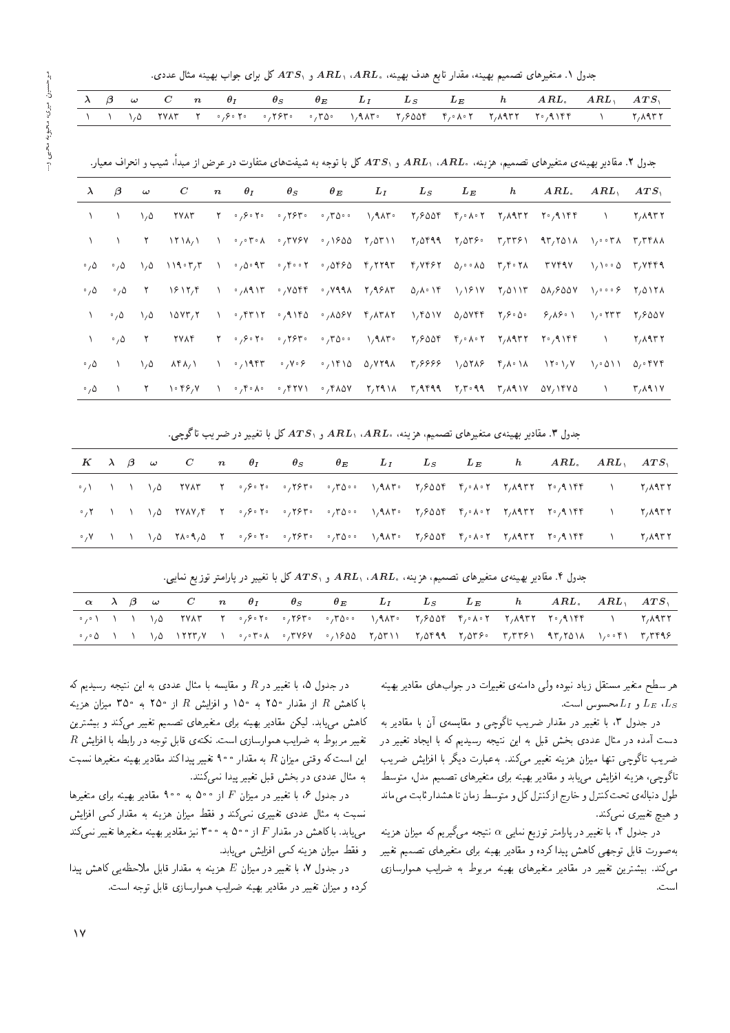جدول ۱. متغیرهای تصمیم بهینه، مقدار تابع هدف بهینه، $ARL_0$، $ARL_1$ و $ATS_1$ کل برای جواب بهینه مثال عددی.

| $\lambda$ | $\beta$ | $\omega$ | $C$ | $n$ | $\theta_I$ | $\theta_S$ | $\theta_E$ | $L_I$ | $L_S$ | $L_E$ | $h$ | $ARL_0$ | $ARL_1$ | $ATS_1$ |
|---|---|---|---|---|---|---|---|---|---|---|---|---|---|---|
| ۱ | ۱ | ۱٫۵ | ۲۷۸۳ | ۲ | ۰٫۶۰۲۰ | ۰٫۲۶۳۰ | ۰٫۳۵۰ | ۱٫۹۸۳۰ | ۲٫۶۵۵۴ | ۴٫۰۸۰۲ | ۲٫۸۹۳۲ | ۲۰٫۹۱۴۴ | ۱ | ۲٫۸۹۳۲ |

جدول ۲. مقادیر بهینه‌ی متغیرهای تصمیم، هزینه، $ARL_0$، $ARL_1$ و $ATS_1$ کل با توجه به شیفت‌های متفاوت در عرض از مبدأ، شیب و انحراف معیار.

| $\lambda$ | $\beta$ | $\omega$ | $C$ | $n$ | $\theta_I$ | $\theta_S$ | $\theta_E$ | $L_I$ | $L_S$ | $L_E$ | $h$ | $ARL_0$ | $ARL_1$ | $ATS_1$ |
|---|---|---|---|---|---|---|---|---|---|---|---|---|---|---|
| ۱ | ۱ | ۱٫۵ | ۲۷۸۳ | ۲ | ۰٫۶۰۲۰ | ۰٫۲۶۳۰ | ۰٫۳۵۰۰ | ۱٫۹۸۳۰ | ۲٫۶۵۵۴ | ۴٫۰۸۰۲ | ۲٫۸۹۳۲ | ۲۰٫۹۱۴۴ | ۱ | ۲٫۸۹۳۲ |
| ۱ | ۱ | ۲ | ۱۲۱۸٫۱ | ۱ | ۰٫۰۳۰۸ | ۰٫۳۷۶۷ | ۰٫۱۶۵۵ | ۲٫۵۳۱۱ | ۲٫۵۴۹۹ | ۲٫۵۳۶۰ | ۳٫۳۳۶۱ | ۹۳٫۲۵۱۸ | ۱٫۰۰۳۸ | ۳٫۳۴۸۸ |
| ۰٫۵ | ۰٫۵ | ۱٫۵ | ۱۱۹۰۳٫۳ | ۱ | ۰٫۵۰۹۳ | ۰٫۴۰۰۲ | ۰٫۵۴۶۵ | ۴٫۲۲۹۳ | ۴٫۷۴۶۲ | ۵٫۰۰۸۵ | ۳٫۴۰۲۸ | ۳۷۴۹۷ | ۱٫۱۰۰۵ | ۳٫۷۴۴۹ |
| ۰٫۵ | ۰٫۵ | ۲ | ۱۶۱۲٫۴ | ۱ | ۰٫۸۹۱۳ | ۰٫۷۵۴۴ | ۰٫۷۹۹۸ | ۲٫۹۶۸۳ | ۵٫۸۰۱۴ | ۱٫۱۶۱۷ | ۲٫۵۱۱۳ | ۵۸٫۶۵۵۷ | ۱٫۰۰۰۶ | ۲٫۵۱۲۸ |
| ۱ | ۰٫۵ | ۱٫۵ | ۱۵۷۳٫۲ | ۱ | ۰٫۴۳۱۲ | ۰٫۹۱۴۵ | ۰٫۸۵۶۷ | ۴٫۸۳۸۲ | ۱٫۴۵۱۷ | ۵٫۵۷۴۴ | ۲٫۶۰۵۰ | ۶٫۸۶۰۱ | ۱٫۰۲۳۳ | ۲٫۶۵۵۷ |
| ۱ | ۰٫۵ | ۲ | ۲۷۸۴ | ۲ | ۰٫۶۰۲۰ | ۰٫۲۶۳۰ | ۰٫۳۵۰۰ | ۱٫۹۸۳۰ | ۲٫۶۵۵۴ | ۴٫۰۸۰۲ | ۲٫۸۹۳۲ | ۲۰٫۹۱۴۴ | ۱ | ۲٫۸۹۳۲ |
| ۰٫۵ | ۱ | ۱٫۵ | ۸۴۸٫۱ | ۱ | ۰٫۱۹۴۳ | ۰٫۷۰۶ | ۰٫۱۴۱۵ | ۵٫۷۲۹۸ | ۳٫۶۶۶۶ | ۱٫۵۲۸۶ | ۴٫۸۰۱۸ | ۱۲۰۱٫۷ | ۱٫۰۵۱۱ | ۵٫۰۴۷۴ |
| ۰٫۵ | ۱ | ۲ | ۱۰۴۶٫۷ | ۱ | ۰٫۴۰۸۰ | ۰٫۴۲۷۱ | ۰٫۴۸۵۷ | ۲٫۲۹۱۸ | ۳٫۹۴۹۹ | ۲٫۳۰۹۹ | ۳٫۸۹۱۷ | ۵۷٫۱۴۷۵ | ۱ | ۳٫۸۹۱۷ |

جدول ۳. مقادیر بهینه‌ی متغیرهای تصمیم، هزینه، $ARL_0$، $ARL_1$ و $ATS_1$ کل با تغییر در ضریب تاگوچی.

| $K$ | $\lambda$ | $\beta$ | $\omega$ | $C$ | $n$ | $\theta_I$ | $\theta_S$ | $\theta_E$ | $L_I$ | $L_S$ | $L_E$ | $h$ | $ARL_0$ | $ARL_1$ | $ATS_1$ |
|---|---|---|---|---|---|---|---|---|---|---|---|---|---|---|---|
| ۰٫۱ | ۱ | ۱ | ۱٫۵ | ۲۷۸۳ | ۲ | ۰٫۶۰۲۰ | ۰٫۲۶۳۰ | ۰٫۳۵۰۰ | ۱٫۹۸۳۰ | ۲٫۶۵۵۴ | ۴٫۰۸۰۲ | ۲٫۸۹۳۲ | ۲۰٫۹۱۴۴ | ۱ | ۲٫۸۹۳۲ |
| ۰٫۲ | ۱ | ۱ | ۱٫۵ | ۲۷۸۷٫۴ | ۲ | ۰٫۶۰۲۰ | ۰٫۲۶۳۰ | ۰٫۳۵۰۰ | ۱٫۹۸۳۰ | ۲٫۶۵۵۴ | ۴٫۰۸۰۲ | ۲٫۸۹۳۲ | ۲۰٫۹۱۴۴ | ۱ | ۲٫۸۹۳۲ |
| ۰٫۷ | ۱ | ۱ | ۱٫۵ | ۲۸۰۹٫۵ | ۲ | ۰٫۶۰۲۰ | ۰٫۲۶۳۰ | ۰٫۳۵۰۰ | ۱٫۹۸۳۰ | ۲٫۶۵۵۴ | ۴٫۰۸۰۲ | ۲٫۸۹۳۲ | ۲۰٫۹۱۴۴ | ۱ | ۲٫۸۹۳۲ |

جدول ۴. مقادیر بهینه‌ی متغیرهای تصمیم، هزینه، $ARL_0$، $ARL_1$ و $ATS_1$ کل با تغییر در پارامتر توزیع نمایی.

| $\alpha$ | $\lambda$ | $\beta$ | $\omega$ | $C$ | $n$ | $\theta_I$ | $\theta_S$ | $\theta_E$ | $L_I$ | $L_S$ | $L_E$ | $h$ | $ARL_0$ | $ARL_1$ | $ATS_1$ |
|---|---|---|---|---|---|---|---|---|---|---|---|---|---|---|---|
| ۰٫۱ | ۱ | ۱ | ۱٫۵ | ۲۷۸۳ | ۲ | ۰٫۶۰۲۰ | ۰٫۲۶۳۰ | ۰٫۳۵۰۰ | ۱٫۹۸۳۰ | ۲٫۶۵۵۴ | ۴٫۰۸۰۲ | ۲٫۸۹۳۲ | ۲۰٫۹۱۴۴ | ۱ | ۲٫۸۹۳۲ |
| ۰٫۰۵ | ۱ | ۱ | ۱٫۵ | ۱۲۲۳٫۷ | ۱ | ۰٫۰۳۰۸ | ۰٫۳۷۶۷ | ۰٫۱۶۵۵ | ۲٫۵۳۱۱ | ۲٫۵۴۹۹ | ۲٫۵۳۶۰ | ۳٫۳۳۶۱ | ۹۳٫۲۵۱۸ | ۱٫۰۰۴۱ | ۳٫۳۴۹۶ |

هر سطح متغیر مستقل زیاد نبوده ولی دامنه‌ی تغییرات در جواب‌های مقادیر بهینه $L_S$، $L_E$ و $L_I$ محسوس است.

در جدول ۳، با تغییر در مقدار ضریب تاگوچی و مقایسه‌ی آن با مقادیر به دست آمده در مثال عددی بخش قبل به این نتیجه رسیدیم که با ایجاد تغییر در ضریب تاگوچی تنها میزان هزینه تغییر می‌کند. به‌عبارت دیگر با افزایش ضریب تاگوچی، هزینه افزایش می‌یابد و مقادیر بهینه برای متغیرهای تصمیم مدل، متوسط طول دنباله‌ی تحت‌کنترل و خارج ازکنترل کل و متوسط زمان تا هشدار ثابت می‌ماند و هیچ تغییری نمی‌کند.

در جدول ۴، با تغییر در پارامتر توزیع نمایی $\alpha$ نتیجه می‌گیریم که میزان هزینه به‌صورت قابل توجهی کاهش پیدا کرده و مقادیر بهینه برای متغیرهای تصمیم تغییر می‌کند. بیشترین تغییر در مقادیر متغیرهای بهینه مربوط به ضرایب هموارسازی است.

در جدول ۵، با تغییر در $R$ و مقایسه با مثال عددی به این نتیجه رسیدیم که با کاهش $R$ از مقدار ۲۵۰ به ۱۵۰ و افزایش $R$ از ۲۵۰ به ۳۵۰ میزان هزینه کاهش می‌یابد. لیکن مقادیر بهینه برای متغیرهای تصمیم تغییر می‌کند و بیشترین تغییر مربوط به ضرایب هموارسازی است. نکته‌ی قابل توجه در رابطه با افزایش $R$ این است که وقتی میزان $R$ به مقدار ۹۰۰ تغییر پیدا کند مقادیر بهینه متغیرها نسبت به مثال عددی در بخش قبل تغییر پیدا نمی‌کنند.

در جدول ۶، با تغییر در میزان $F$ از ۵۰۰ به ۹۰۰ مقادیر بهینه برای متغیرها نسبت به مثال عددی تغییری نمی‌کند و فقط میزان هزینه به مقدار کمی افزایش می‌یابد. با کاهش در مقدار $F$ از ۵۰۰ به ۳۰۰ نیز مقادیر بهینه متغیرها تغییر نمی‌کند و فقط میزان هزینه کمی افزایش می‌یابد.

در جدول ۷، با تغییر در میزان $E$ هزینه به مقدار قابل ملاحظه‌یی کاهش پیدا کرده و میزان تغییر در مقادیر بهینه ضرایب هموارسازی قابل توجه است.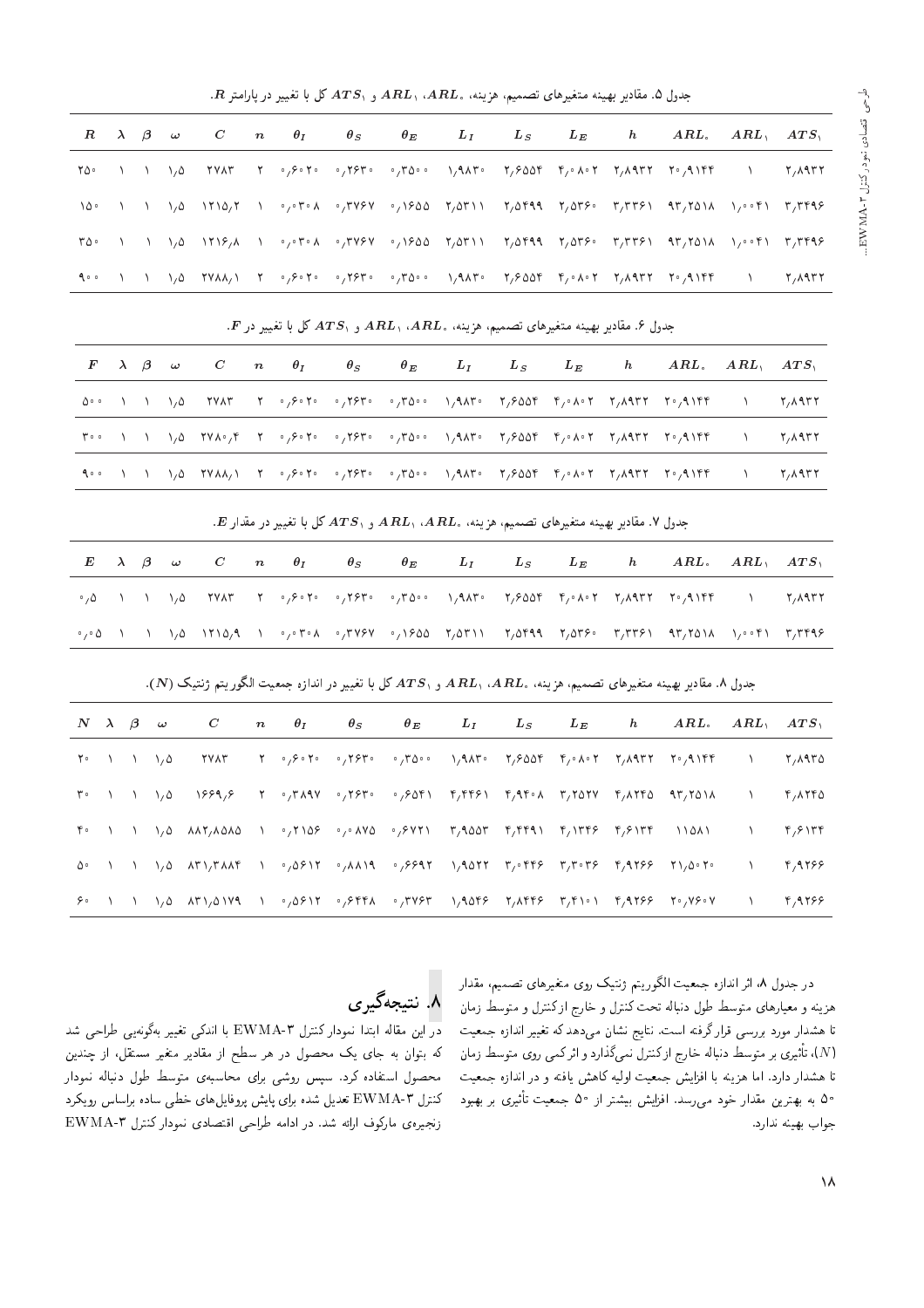جدول ۵. مقادیر بهینه متغیرهای تصمیم، هزینه، $ARL_0$، $ARL_1$ و $ATS_1$ کل با تغییر در پارامتر $R$.

| $R$ | $\lambda$ | $\beta$ | $\omega$ | $C$ | $n$ | $\theta_I$ | $\theta_S$ | $\theta_E$ | $L_I$ | $L_S$ | $L_E$ | $h$ | $ARL_0$ | $ARL_1$ | $ATS_1$ |
|---|---|---|---|---|---|---|---|---|---|---|---|---|---|---|---|
| ۲۵۰ | ۱ | ۱ | ۱٫۵ | ۲۷۸۳ | ۲ | ۰٫۶۰۲۰ | ۰٫۲۶۳۰ | ۰٫۳۵۰۰ | ۱٫۹۸۳۰ | ۲٫۶۵۵۴ | ۴٫۰۸۰۲ | ۲٫۸۹۳۲ | ۲۰٫۹۱۴۴ | ۱ | ۲٫۸۹۳۲ |
| ۱۵۰ | ۱ | ۱ | ۱٫۵ | ۱۲۱۵٫۲ | ۱ | ۰٫۰۳۰۸ | ۰٫۳۷۶۷ | ۰٫۱۶۵۵ | ۲٫۵۳۱۱ | ۲٫۵۴۹۹ | ۲٫۵۳۶۰ | ۳٫۳۳۶۱ | ۹۳٫۲۵۱۸ | ۱٫۰۰۴۱ | ۳٫۳۴۹۶ |
| ۳۵۰ | ۱ | ۱ | ۱٫۵ | ۱۲۱۶٫۸ | ۱ | ۰٫۰۳۰۸ | ۰٫۳۷۶۷ | ۰٫۱۶۵۵ | ۲٫۵۳۱۱ | ۲٫۵۴۹۹ | ۲٫۵۳۶۰ | ۳٫۳۳۶۱ | ۹۳٫۲۵۱۸ | ۱٫۰۰۴۱ | ۳٫۳۴۹۶ |
| ۹۰۰ | ۱ | ۱ | ۱٫۵ | ۲۷۸۸٫۱ | ۲ | ۰٫۶۰۲۰ | ۰٫۲۶۳۰ | ۰٫۳۵۰۰ | ۱٫۹۸۳۰ | ۲٫۶۵۵۴ | ۴٫۰۸۰۲ | ۲٫۸۹۳۲ | ۲۰٫۹۱۴۴ | ۱ | ۲٫۸۹۳۲ |

جدول ۶. مقادیر بهینه متغیرهای تصمیم، هزینه، $ARL_0$، $ARL_1$ و $ATS_1$ کل با تغییر در $F$.

| $F$ | $\lambda$ | $\beta$ | $\omega$ | $C$ | $n$ | $\theta_I$ | $\theta_S$ | $\theta_E$ | $L_I$ | $L_S$ | $L_E$ | $h$ | $ARL_0$ | $ARL_1$ | $ATS_1$ |
|---|---|---|---|---|---|---|---|---|---|---|---|---|---|---|---|
| ۵۰۰ | ۱ | ۱ | ۱٫۵ | ۲۷۸۳ | ۲ | ۰٫۶۰۲۰ | ۰٫۲۶۳۰ | ۰٫۳۵۰۰ | ۱٫۹۸۳۰ | ۲٫۶۵۵۴ | ۴٫۰۸۰۲ | ۲٫۸۹۳۲ | ۲۰٫۹۱۴۴ | ۱ | ۲٫۸۹۳۲ |
| ۳۰۰ | ۱ | ۱ | ۱٫۵ | ۲۷۸۰٫۴ | ۲ | ۰٫۶۰۲۰ | ۰٫۲۶۳۰ | ۰٫۳۵۰۰ | ۱٫۹۸۳۰ | ۲٫۶۵۵۴ | ۴٫۰۸۰۲ | ۲٫۸۹۳۲ | ۲۰٫۹۱۴۴ | ۱ | ۲٫۸۹۳۲ |
| ۹۰۰ | ۱ | ۱ | ۱٫۵ | ۲۷۸۸٫۱ | ۲ | ۰٫۶۰۲۰ | ۰٫۲۶۳۰ | ۰٫۳۵۰۰ | ۱٫۹۸۳۰ | ۲٫۶۵۵۴ | ۴٫۰۸۰۲ | ۲٫۸۹۳۲ | ۲۰٫۹۱۴۴ | ۱ | ۲٫۸۹۳۲ |

جدول ۷. مقادیر بهینه متغیرهای تصمیم، هزینه، $ARL_0$، $ARL_1$ و $ATS_1$ کل با تغییر در مقدار $E$.

| $E$ | $\lambda$ | $\beta$ | $\omega$ | $C$ | $n$ | $\theta_I$ | $\theta_S$ | $\theta_E$ | $L_I$ | $L_S$ | $L_E$ | $h$ | $ARL_0$ | $ARL_1$ | $ATS_1$ |
|---|---|---|---|---|---|---|---|---|---|---|---|---|---|---|---|
| ۰٫۵ | ۱ | ۱ | ۱٫۵ | ۲۷۸۳ | ۲ | ۰٫۶۰۲۰ | ۰٫۲۶۳۰ | ۰٫۳۵۰۰ | ۱٫۹۸۳۰ | ۲٫۶۵۵۴ | ۴٫۰۸۰۲ | ۲٫۸۹۳۲ | ۲۰٫۹۱۴۴ | ۱ | ۲٫۸۹۳۲ |
| ۰٫۰۵ | ۱ | ۱ | ۱٫۵ | ۱۲۱۵٫۹ | ۱ | ۰٫۰۳۰۸ | ۰٫۳۷۶۷ | ۰٫۱۶۵۵ | ۲٫۵۳۱۱ | ۲٫۵۴۹۹ | ۲٫۵۳۶۰ | ۳٫۳۳۶۱ | ۹۳٫۲۵۱۸ | ۱٫۰۰۴۱ | ۳٫۳۴۹۶ |

جدول ۸. مقادیر بهینه متغیرهای تصمیم، هزینه، $ARL_0$، $ARL_1$ و $ATS_1$ کل با تغییر در اندازه جمعیت الگوریتم ژنتیک ($N$).

| $N$ | $\lambda$ | $\beta$ | $\omega$ | $C$ | $n$ | $\theta_I$ | $\theta_S$ | $\theta_E$ | $L_I$ | $L_S$ | $L_E$ | $h$ | $ARL_0$ | $ARL_1$ | $ATS_1$ |
|---|---|---|---|---|---|---|---|---|---|---|---|---|---|---|---|
| ۲۰ | ۱ | ۱ | ۱٫۵ | ۲۷۸۳ | ۲ | ۰٫۶۰۲۰ | ۰٫۲۶۳۰ | ۰٫۳۵۰۰ | ۱٫۹۸۳۰ | ۲٫۶۵۵۴ | ۴٫۰۸۰۲ | ۲٫۸۹۳۲ | ۲۰٫۹۱۴۴ | ۱ | ۲٫۸۹۳۵ |
| ۳۰ | ۱ | ۱ | ۱٫۵ | ۱۶۶۹٫۶ | ۲ | ۰٫۳۸۹۷ | ۰٫۲۶۳۰ | ۰٫۶۵۴۱ | ۴٫۴۴۶۱ | ۴٫۹۴۰۸ | ۳٫۲۵۲۷ | ۴٫۸۲۴۵ | ۹۳٫۲۵۱۸ | ۱ | ۴٫۸۲۴۵ |
| ۴۰ | ۱ | ۱ | ۱٫۵ | ۸۸۲٫۸۵۸۵ | ۱ | ۰٫۲۱۵۶ | ۰٫۰۸۷۵ | ۰٫۶۷۲۱ | ۳٫۹۵۵۳ | ۴٫۴۴۹۱ | ۴٫۱۳۴۶ | ۴٫۶۱۳۴ | ۱۱۵۸۱ | ۱ | ۴٫۶۱۳۴ |
| ۵۰ | ۱ | ۱ | ۱٫۵ | ۸۳۱٫۳۸۸۴ | ۱ | ۰٫۵۶۱۲ | ۰٫۸۸۱۹ | ۰٫۶۶۹۲ | ۱٫۹۵۲۲ | ۳٫۰۴۴۶ | ۳٫۳۰۳۶ | ۴٫۹۲۶۶ | ۲۱٫۵۰۲۰ | ۱ | ۴٫۹۲۶۶ |
| ۶۰ | ۱ | ۱ | ۱٫۵ | ۸۳۱٫۵۱۷۹ | ۱ | ۰٫۵۶۱۲ | ۰٫۶۴۴۸ | ۰٫۳۷۶۳ | ۱٫۹۵۴۶ | ۲٫۸۴۴۶ | ۳٫۴۱۰۱ | ۴٫۹۲۶۶ | ۲۰٫۷۶۰۷ | ۱ | ۴٫۹۲۶۶ |

در جدول ۸، اثر اندازه جمعیت الگوریتم ژنتیک روی متغیرهای تصمیم، مقدار هزینه و معیارهای متوسط طول دنباله تحت کنترل و خارج از کنترل و متوسط زمان تا هشدار مورد بررسی قرار گرفته است. نتایج نشان می‌دهد که تغییر اندازه جمعیت ($N$)، تأثیری بر متوسط دنباله خارج از کنترل نمی‌گذارد و اثر کمی روی متوسط زمان تا هشدار دارد. اما هزینه با افزایش جمعیت اولیه کاهش یافته و در اندازه جمعیت ۵۰ به بهترین مقدار خود می‌رسد. افزایش بیشتر از ۵۰ جمعیت تأثیری بر بهبود جواب بهینه ندارد.

## ۸. نتیجه‌گیری

در این مقاله ابتدا نمودار کنترل EWMA-3 با اندکی تغییر به‌گونه‌یی طراحی شد که بتوان به جای یک محصول در هر سطح از مقادیر متغیر مستقل، از چندین محصول استفاده کرد. سپس روشی برای محاسبه‌ی متوسط طول دنباله نمودار کنترل EWMA-3 تعدیل شده برای پایش پروفایل‌های خطی ساده براساس رویکرد زنجیره‌ی مارکوف ارائه شد. در ادامه طراحی اقتصادی نمودار کنترل EWMA-3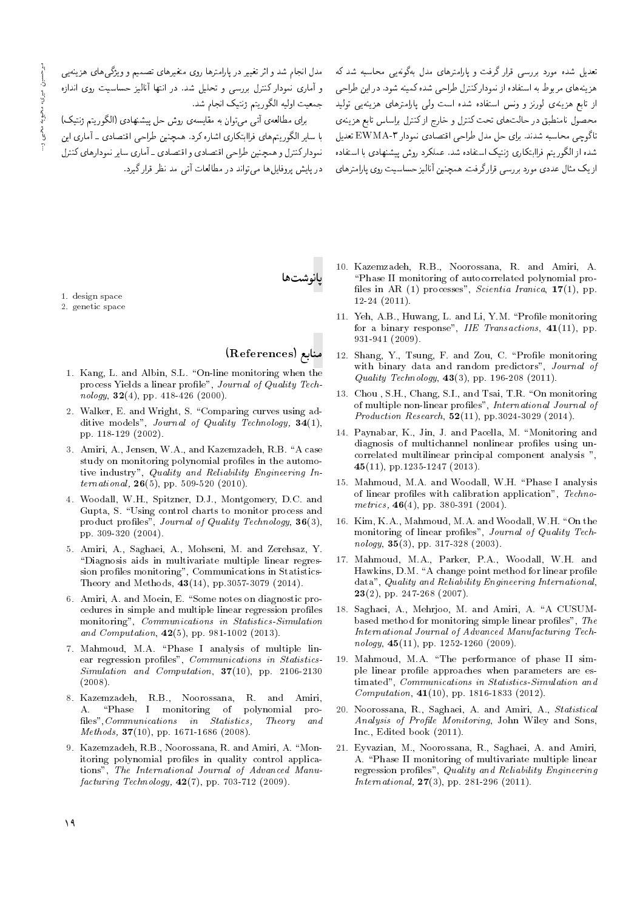تعدیل شده مورد بررسی قرار گرفت و پارامترهای مدل به‌گونه‌یی محاسبه شد که هزینه‌های مربوط به استفاده از نمودار کنترل طراحی شده کمینه شود. در این طراحی از تابع هزینه‌ی لورنز و ونس استفاده شده است ولی پارامترهای هزینه‌یی تولید محصول نامنطبق در حالت‌های تحت کنترل و خارج از کنترل براساس تابع هزینه‌ی تاگوچی محاسبه شدند. برای حل مدل طراحی اقتصادی نمودار EWMA-3 تعدیل شده از الگوریتم فراابتکاری ژنتیک استفاده شد. عملکرد روش پیشنهادی با استفاده از یک مثال عددی مورد بررسی قرار گرفت. همچنین آنالیز حساسیت روی پارامترهای مدل انجام شد و اثر تغییر در پارامترها روی متغیرهای تصمیم و ویژگی‌های هزینه‌یی و آماری نمودار کنترل بررسی و تحلیل شد. در انتها آنالیز حساسیت روی اندازه جمعیت اولیه الگوریتم ژنتیک انجام شد.

برای مطالعه‌ی آتی می‌توان به مقایسه‌ی روش حل پیشنهادی (الگوریتم ژنتیک) با سایر الگوریتم‌های فراابتکاری اشاره کرد. همچنین طراحی اقتصادی ـ آماری این نمودار کنترل و همچنین طراحی اقتصادی و اقتصادی ـ آماری سایر نمودارهای کنترل در پایش پروفایل‌ها می‌تواند در مطالعات آتی مد نظر قرار گیرد.

## پانوشت‌ها

1. design space
2. genetic space

## منابع (References)

1. Kang, L. and Albin, S.L. "On-line monitoring when the process Yields a linear profile", *Journal of Quality Technology*, **32**(4), pp. 418-426 (2000).
2. Walker, E. and Wright, S. "Comparing curves using additive models", *Journal of Quality Technology*, **34**(1), pp. 118-129 (2002).
3. Amiri, A., Jensen, W.A., and Kazemzadeh, R.B. "A case study on monitoring polynomial profiles in the automotive industry", *Quality and Reliability Engineering International*, **26**(5), pp. 509-520 (2010).
4. Woodall, W.H., Spitzner, D.J., Montgomery, D.C. and Gupta, S. "Using control charts to monitor process and product profiles", *Journal of Quality Technology*, **36**(3), pp. 309-320 (2004).
5. Amiri, A., Saghaei, A., Mohseni, M. and Zerehsaz, Y. "Diagnosis aids in multivariate multiple linear regression profiles monitoring", Communications in Statistics-Theory and Methods, **43**(14), pp.3057-3079 (2014).
6. Amiri, A. and Moein, E. "Some notes on diagnostic procedures in simple and multiple linear regression profiles monitoring", *Communications in Statistics-Simulation and Computation*, **42**(5), pp. 981-1002 (2013).
7. Mahmoud, M.A. "Phase I analysis of multiple linear regression profiles", *Communications in Statistics-Simulation and Computation*, **37**(10), pp. 2106-2130 (2008).
8. Kazemzadeh, R.B., Noorossana, R. and Amiri, A. "Phase I monitoring of polynomial profiles", *Communications in Statistics, Theory and Methods*, **37**(10), pp. 1671-1686 (2008).
9. Kazemzadeh, R.B., Noorossana, R. and Amiri, A. "Monitoring polynomial profiles in quality control applications", *The International Journal of Advanced Manufacturing Technology*, **42**(7), pp. 703-712 (2009).
10. Kazemzadeh, R.B., Noorossana, R. and Amiri, A. "Phase II monitoring of autocorrelated polynomial profiles in AR (1) processes", *Scientia Iranica*, **17**(1), pp. 12-24 (2011).
11. Yeh, A.B., Huwang, L. and Li, Y.M. "Profile monitoring for a binary response", *IIE Transactions*, **41**(11), pp. 931-941 (2009).
12. Shang, Y., Tsung, F. and Zou, C. "Profile monitoring with binary data and random predictors", *Journal of Quality Technology*, **43**(3), pp. 196-208 (2011).
13. Chou , S.H., Chang, S.I., and Tsai, T.R. "On monitoring of multiple non-linear profiles", *International Journal of Production Research*, **52**(11), pp.3024-3029 (2014).
14. Paynabar, K., Jin, J. and Pacella, M. "Monitoring and diagnosis of multichannel nonlinear profiles using uncorrelated multilinear principal component analysis ", **45**(11), pp.1235-1247 (2013).
15. Mahmoud, M.A. and Woodall, W.H. "Phase I analysis of linear profiles with calibration application", *Technometrics*, **46**(4), pp. 380-391 (2004).
16. Kim, K.A., Mahmoud, M.A. and Woodall, W.H. "On the monitoring of linear profiles", *Journal of Quality Technology*, **35**(3), pp. 317-328 (2003).
17. Mahmoud, M.A., Parker, P.A., Woodall, W.H. and Hawkins, D.M. "A change point method for linear profile data", *Quality and Reliability Engineering International*, **23**(2), pp. 247-268 (2007).
18. Saghaei, A., Mehrjoo, M. and Amiri, A. "A CUSUM-based method for monitoring simple linear profiles", *The International Journal of Advanced Manufacturing Technology*, **45**(11), pp. 1252-1260 (2009).
19. Mahmoud, M.A. "The performance of phase II simple linear profile approaches when parameters are estimated", *Communications in Statistics-Simulation and Computation*, **41**(10), pp. 1816-1833 (2012).
20. Noorossana, R., Saghaei, A. and Amiri, A., *Statistical Analysis of Profile Monitoring*, John Wiley and Sons, Inc., Edited book (2011).
21. Eyvazian, M., Noorossana, R., Saghaei, A. and Amiri, A. "Phase II monitoring of multivariate multiple linear regression profiles", *Quality and Reliability Engineering International*, **27**(3), pp. 281-296 (2011).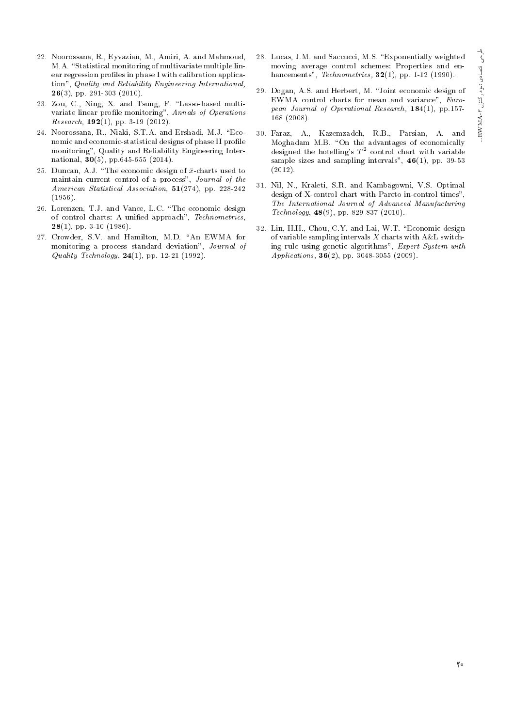22. Noorossana, R., Eyvazian, M., Amiri, A. and Mahmoud, M.A. "Statistical monitoring of multivariate multiple linear regression profiles in phase I with calibration application", *Quality and Reliability Engineering International*, **26**(3), pp. 291-303 (2010).
23. Zou, C., Ning, X. and Tsung, F. "Lasso-based multivariate linear profile monitoring", *Annals of Operations Research*, **192**(1), pp. 3-19 (2012).
24. Noorossana, R., Niaki, S.T.A. and Ershadi, M.J. "Economic and economic-statistical designs of phase II profile monitoring", Quality and Reliability Engineering International, **30**(5), pp.645-655 (2014).
25. Duncan, A.J. "The economic design of $\bar{x}$-charts used to maintain current control of a process", *Journal of the American Statistical Association*, **51**(274), pp. 228-242 (1956).
26. Lorenzen, T.J. and Vance, L.C. "The economic design of control charts: A unified approach", *Technometrics*, **28**(1), pp. 3-10 (1986).
27. Crowder, S.V. and Hamilton, M.D. "An EWMA for monitoring a process standard deviation", *Journal of Quality Technology*, **24**(1), pp. 12-21 (1992).
28. Lucas, J.M. and Saccucci, M.S. "Exponentially weighted moving average control schemes: Properties and enhancements", *Technometrics*, **32**(1), pp. 1-12 (1990).
29. Dogan, A.S. and Herbert, M. "Joint economic design of EWMA control charts for mean and variance", *European Journal of Operational Research*, **18**4(1), pp.157-168 (2008).
30. Faraz, A., Kazemzadeh, R.B., Parsian, A. and Moghadam M.B. "On the advantages of economically designed the hotelling's $T^2$ control chart with variable sample sizes and sampling intervals", **46**(1), pp. 39-53 (2012).
31. Nil, N., Kraleti, S.R. and Kambagowni, V.S. Optimal design of X-control chart with Pareto in-control times", *The International Journal of Advanced Manufacturing Technology*, **48**(9), pp. 829-837 (2010).
32. Lin, H.H., Chou, C.Y. and Lai, W.T. "Economic design of variable sampling intervals $X$ charts with A&L switching rule using genetic algorithms", *Expert System with Applications*, **36**(2), pp. 3048-3055 (2009).